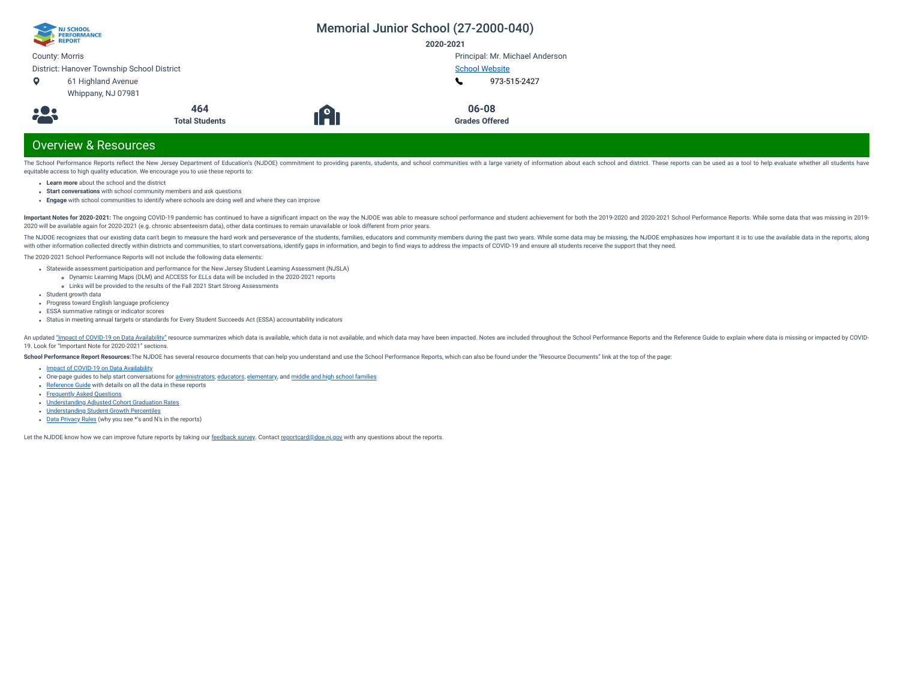# Memorial Junior School (27-2000-040)

**2020-2021**

County: Morris

District: Hanover Township School District

61 Highland Avenue
Whippany, NJ 07981

Principal: Mr. Michael Anderson

[School Website]

973-515-2427

**464**
**Total Students**

**06-08**
**Grades Offered**

## Overview & Resources

The School Performance Reports reflect the New Jersey Department of Education's (NJDOE) commitment to providing parents, students, and school communities with a large variety of information about each school and district. These reports can be used as a tool to help evaluate whether all students have equitable access to high quality education. We encourage you to use these reports to:

- **Learn more** about the school and the district
- **Start conversations** with school community members and ask questions
- **Engage** with school communities to identify where schools are doing well and where they can improve

**Important Notes for 2020-2021:** The ongoing COVID-19 pandemic has continued to have a significant impact on the way the NJDOE was able to measure school performance and student achievement for both the 2019-2020 and 2020-2021 School Performance Reports. While some data that was missing in 2019-2020 will be available again for 2020-2021 (e.g. chronic absenteeism data), other data continues to remain unavailable or look different from prior years.

The NJDOE recognizes that our existing data can't begin to measure the hard work and perseverance of the students, families, educators and community members during the past two years. While some data may be missing, the NJDOE emphasizes how important it is to use the available data in the reports, along with other information collected directly within districts and communities, to start conversations, identify gaps in information, and begin to find ways to address the impacts of COVID-19 and ensure all students receive the support that they need.

The 2020-2021 School Performance Reports will not include the following data elements:

- Statewide assessment participation and performance for the New Jersey Student Learning Assessment (NJSLA)
  - Dynamic Learning Maps (DLM) and ACCESS for ELLs data will be included in the 2020-2021 reports
  - Links will be provided to the results of the Fall 2021 Start Strong Assessments
- Student growth data
- Progress toward English language proficiency
- ESSA summative ratings or indicator scores
- Status in meeting annual targets or standards for Every Student Succeeds Act (ESSA) accountability indicators

An updated "Impact of COVID-19 on Data Availability" resource summarizes which data is available, which data is not available, and which data may have been impacted. Notes are included throughout the School Performance Reports and the Reference Guide to explain where data is missing or impacted by COVID-19. Look for "Important Note for 2020-2021" sections.

**School Performance Report Resources:** The NJDOE has several resource documents that can help you understand and use the School Performance Reports, which can also be found under the "Resource Documents" link at the top of the page:

- Impact of COVID-19 on Data Availability
- One-page guides to help start conversations for administrators, educators, elementary, and middle and high school families
- Reference Guide with details on all the data in these reports
- Frequently Asked Questions
- Understanding Adjusted Cohort Graduation Rates
- Understanding Student Growth Percentiles
- Data Privacy Rules (why you see *'s and N's in the reports)

Let the NJDOE know how we can improve future reports by taking our feedback survey. Contact reportcard@doe.nj.gov with any questions about the reports.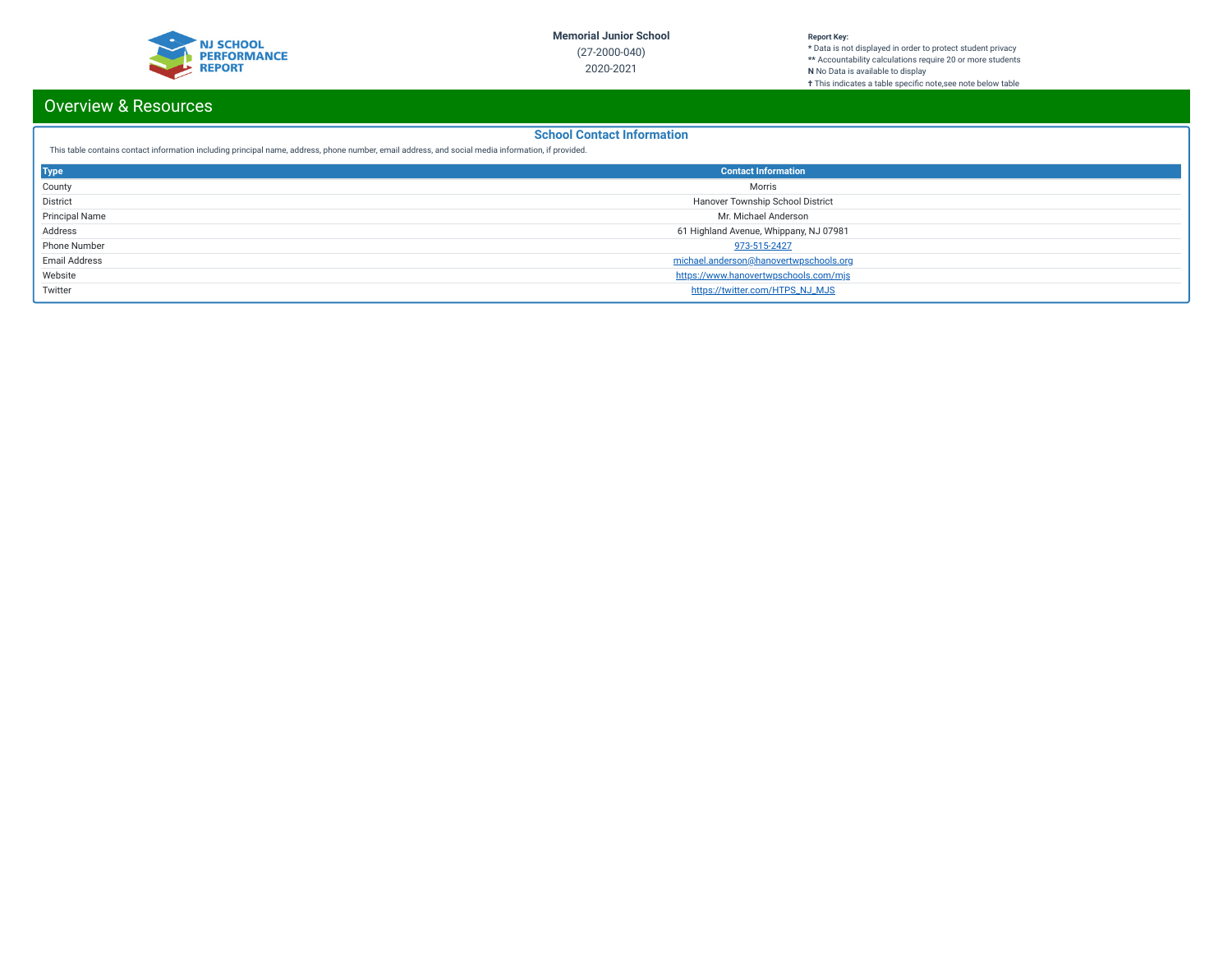**Memorial Junior School**

(27-2000-040)

2020-2021

**Report Key:**
* Data is not displayed in order to protect student privacy
** Accountability calculations require 20 or more students
**N** No Data is available to display
† This indicates a table specific note,see note below table

# Overview & Resources

## School Contact Information

This table contains contact information including principal name, address, phone number, email address, and social media information, if provided.

| Type | Contact Information |
|---|---|
| County | Morris |
| District | Hanover Township School District |
| Principal Name | Mr. Michael Anderson |
| Address | 61 Highland Avenue, Whippany, NJ 07981 |
| Phone Number | 973-515-2427 |
| Email Address | michael.anderson@hanovertwpschools.org |
| Website | https://www.hanovertwpschools.com/mjs |
| Twitter | https://twitter.com/HTPS_NJ_MJS |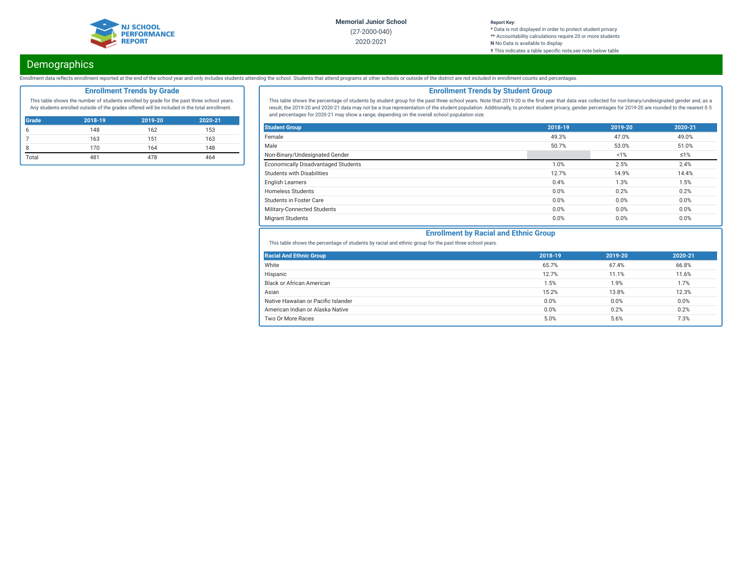Memorial Junior School
(27-2000-040)
2020-2021

**Report Key:**
* Data is not displayed in order to protect student privacy
** Accountability calculations require 20 or more students
**N** No Data is available to display
† This indicates a table specific note,see note below table

## Demographics

Enrollment data reflects enrollment reported at the end of the school year and only includes students attending the school. Students that attend programs at other schools or outside of the district are not included in enrollment counts and percentages.

### Enrollment Trends by Grade

This table shows the number of students enrolled by grade for the past three school years. Any students enrolled outside of the grades offered will be included in the total enrollment.

| Grade | 2018-19 | 2019-20 | 2020-21 |
|---|---|---|---|
| 6 | 148 | 162 | 153 |
| 7 | 163 | 151 | 163 |
| 8 | 170 | 164 | 148 |
| Total | 481 | 478 | 464 |

### Enrollment Trends by Student Group

This table shows the percentage of students by student group for the past three school years. Note that 2019-20 is the first year that data was collected for non-binary/undesignated gender and, as a result, the 2019-20 and 2020-21 data may not be a true representation of the student population. Additionally, to protect student privacy, gender percentages for 2019-20 are rounded to the nearest 0.5 and percentages for 2020-21 may show a range, depending on the overall school population size.

| Student Group | 2018-19 | 2019-20 | 2020-21 |
|---|---|---|---|
| Female | 49.3% | 47.0% | 49.0% |
| Male | 50.7% | 53.0% | 51.0% |
| Non-Binary/Undesignated Gender | | <1% | ≤1% |
| Economically Disadvantaged Students | 1.0% | 2.5% | 2.4% |
| Students with Disabilities | 12.7% | 14.9% | 14.4% |
| English Learners | 0.4% | 1.3% | 1.5% |
| Homeless Students | 0.0% | 0.2% | 0.2% |
| Students in Foster Care | 0.0% | 0.0% | 0.0% |
| Military-Connected Students | 0.0% | 0.0% | 0.0% |
| Migrant Students | 0.0% | 0.0% | 0.0% |

### Enrollment by Racial and Ethnic Group

This table shows the percentage of students by racial and ethnic group for the past three school years.

| Racial And Ethnic Group | 2018-19 | 2019-20 | 2020-21 |
|---|---|---|---|
| White | 65.7% | 67.4% | 66.8% |
| Hispanic | 12.7% | 11.1% | 11.6% |
| Black or African American | 1.5% | 1.9% | 1.7% |
| Asian | 15.2% | 13.8% | 12.3% |
| Native Hawaiian or Pacific Islander | 0.0% | 0.0% | 0.0% |
| American Indian or Alaska Native | 0.0% | 0.2% | 0.2% |
| Two Or More Races | 5.0% | 5.6% | 7.3% |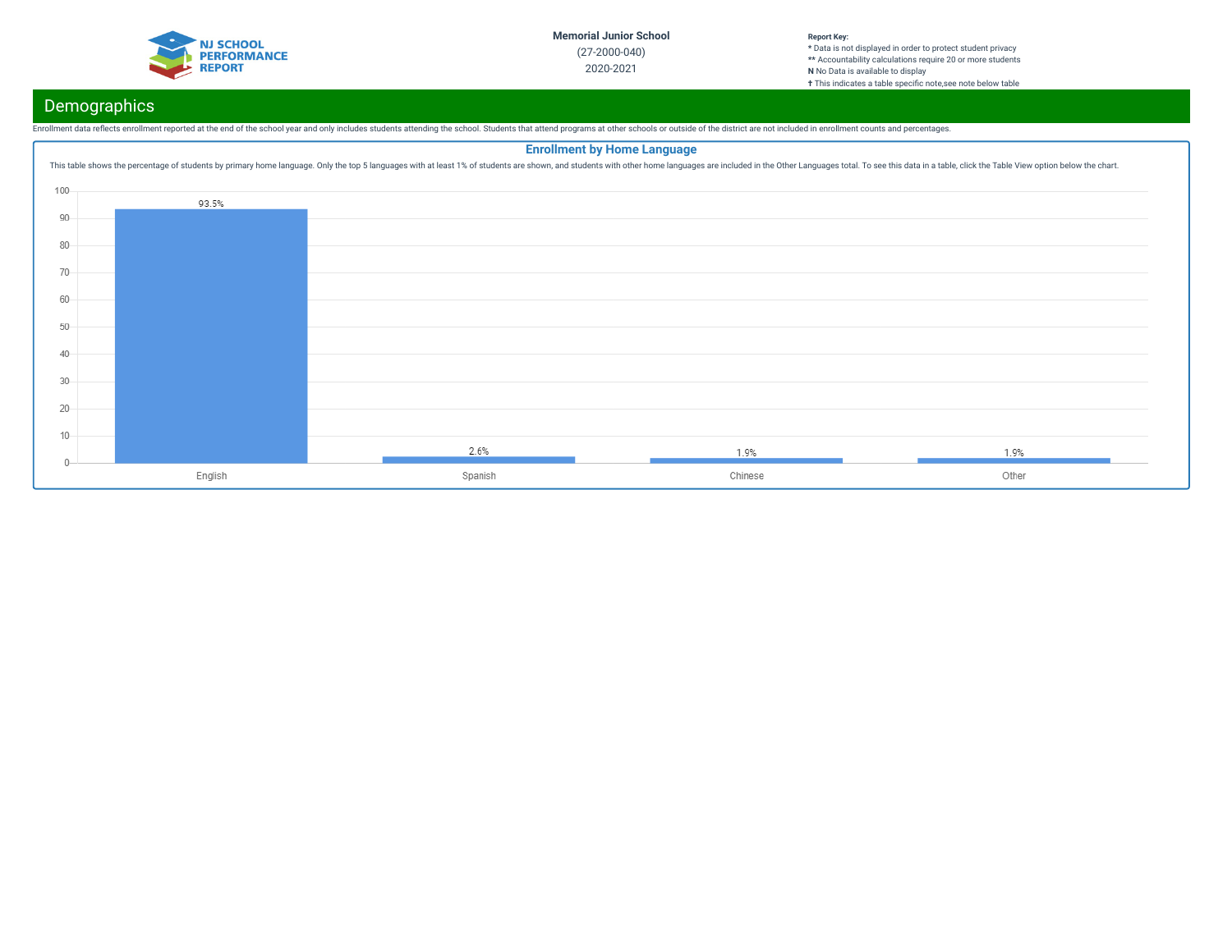Memorial Junior School

(27-2000-040)

2020-2021

**Report Key:**
* Data is not displayed in order to protect student privacy
** Accountability calculations require 20 or more students
**N** No Data is available to display
† This indicates a table specific note,see note below table

## Demographics

Enrollment data reflects enrollment reported at the end of the school year and only includes students attending the school. Students that attend programs at other schools or outside of the district are not included in enrollment counts and percentages.

### Enrollment by Home Language

This table shows the percentage of students by primary home language. Only the top 5 languages with at least 1% of students are shown, and students with other home languages are included in the Other Languages total. To see this data in a table, click the Table View option below the chart.

| Language | Percentage |
|---|---|
| English | 93.5% |
| Spanish | 2.6% |
| Chinese | 1.9% |
| Other | 1.9% |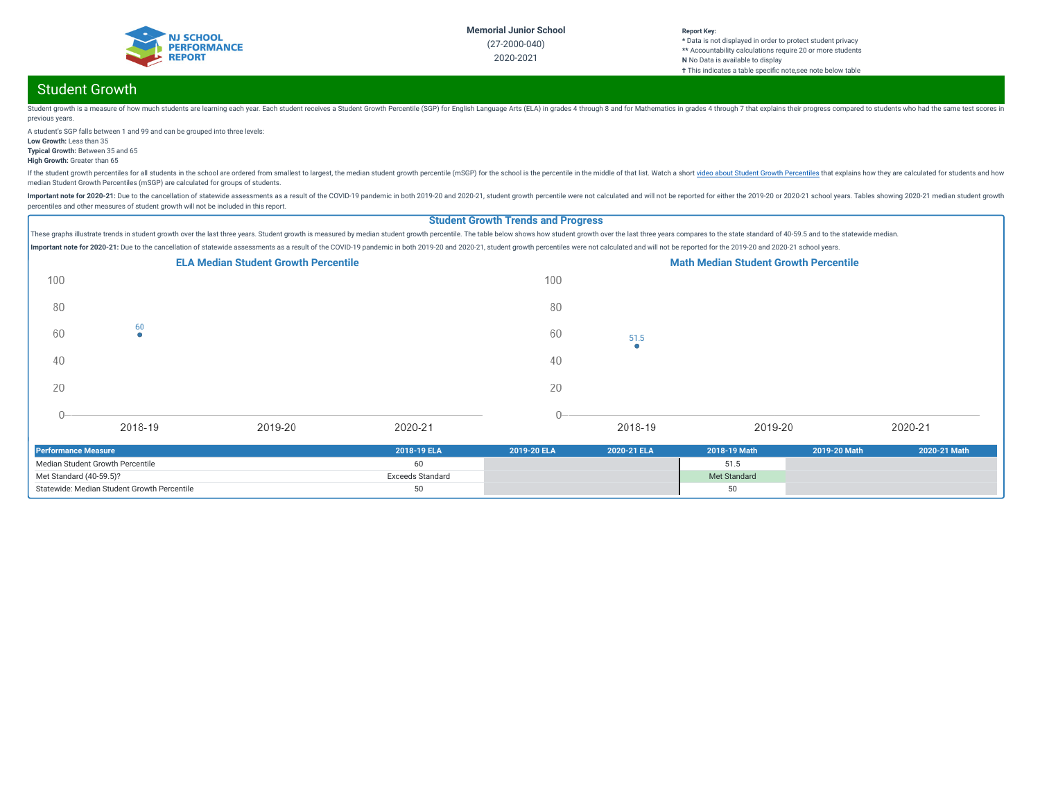Memorial Junior School
(27-2000-040)
2020-2021

**Report Key:**
\* Data is not displayed in order to protect student privacy
\*\* Accountability calculations require 20 or more students
**N** No Data is available to display
† This indicates a table specific note,see note below table

## Student Growth

Student growth is a measure of how much students are learning each year. Each student receives a Student Growth Percentile (SGP) for English Language Arts (ELA) in grades 4 through 8 and for Mathematics in grades 4 through 7 that explains their progress compared to students who had the same test scores in previous years.

A student's SGP falls between 1 and 99 and can be grouped into three levels:

**Low Growth:** Less than 35
**Typical Growth:** Between 35 and 65
**High Growth:** Greater than 65

If the student growth percentiles for all students in the school are ordered from smallest to largest, the median student growth percentile (mSGP) for the school is the percentile in the middle of that list. Watch a short video about Student Growth Percentiles that explains how they are calculated for students and how median Student Growth Percentiles (mSGP) are calculated for groups of students.

**Important note for 2020-21:** Due to the cancellation of statewide assessments as a result of the COVID-19 pandemic in both 2019-20 and 2020-21, student growth percentile were not calculated and will not be reported for either the 2019-20 or 2020-21 school years. Tables showing 2020-21 median student growth percentiles and other measures of student growth will not be included in this report.

### Student Growth Trends and Progress

These graphs illustrate trends in student growth over the last three years. Student growth is measured by median student growth percentile. The table below shows how student growth over the last three years compares to the state standard of 40-59.5 and to the statewide median.

**Important note for 2020-21:** Due to the cancellation of statewide assessments as a result of the COVID-19 pandemic in both 2019-20 and 2020-21, student growth percentiles were not calculated and will not be reported for the 2019-20 and 2020-21 school years.

**ELA Median Student Growth Percentile**

| Year | Value |
|---|---|
| 2018-19 | 60 |
| 2019-20 | |
| 2020-21 | |

**Math Median Student Growth Percentile**

| Year | Value |
|---|---|
| 2018-19 | 51.5 |
| 2019-20 | |
| 2020-21 | |

| Performance Measure | 2018-19 ELA | 2019-20 ELA | 2020-21 ELA | 2018-19 Math | 2019-20 Math | 2020-21 Math |
|---|---|---|---|---|---|---|
| Median Student Growth Percentile | 60 | | | 51.5 | | |
| Met Standard (40-59.5)? | Exceeds Standard | | | Met Standard | | |
| Statewide: Median Student Growth Percentile | 50 | | | 50 | | |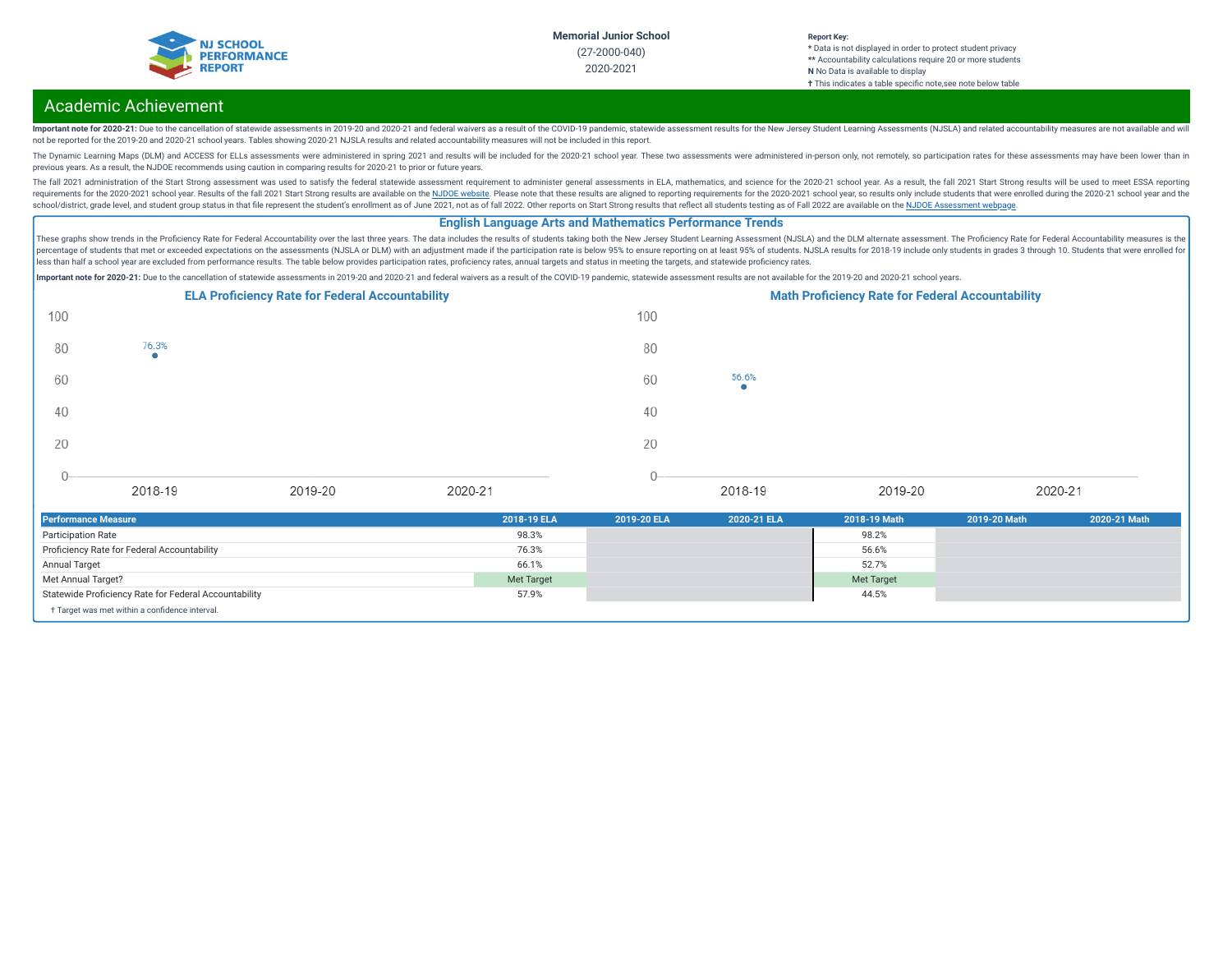Memorial Junior School

(27-2000-040)

2020-2021

**Report Key:**
* Data is not displayed in order to protect student privacy
** Accountability calculations require 20 or more students
**N** No Data is available to display
† This indicates a table specific note,see note below table

## Academic Achievement

**Important note for 2020-21:** Due to the cancellation of statewide assessments in 2019-20 and 2020-21 and federal waivers as a result of the COVID-19 pandemic, statewide assessment results for the New Jersey Student Learning Assessments (NJSLA) and related accountability measures are not available and will not be reported for the 2019-20 and 2020-21 school years. Tables showing 2020-21 NJSLA results and related accountability measures will not be included in this report.

The Dynamic Learning Maps (DLM) and ACCESS for ELLs assessments were administered in spring 2021 and results will be included for the 2020-21 school year. These two assessments were administered in-person only, not remotely, so participation rates for these assessments may have been lower than in previous years. As a result, the NJDOE recommends using caution in comparing results for 2020-21 to prior or future years.

The fall 2021 administration of the Start Strong assessment was used to satisfy the federal statewide assessment requirement to administer general assessments in ELA, mathematics, and science for the 2020-21 school year. As a result, the fall 2021 Start Strong results will be used to meet ESSA reporting requirements for the 2020-2021 school year. Results of the fall 2021 Start Strong results are available on the NJDOE website. Please note that these results are aligned to reporting requirements for the 2020-2021 school year, so results only include students that were enrolled during the 2020-21 school year and the school/district, grade level, and student group status in that file represent the student's enrollment as of June 2021, not as of fall 2022. Other reports on Start Strong results that reflect all students testing as of Fall 2022 are available on the NJDOE Assessment webpage.

### English Language Arts and Mathematics Performance Trends

These graphs show trends in the Proficiency Rate for Federal Accountability over the last three years. The data includes the results of students taking both the New Jersey Student Learning Assessment (NJSLA) and the DLM alternate assessment. The Proficiency Rate for Federal Accountability measures is the percentage of students that met or exceeded expectations on the assessments (NJSLA or DLM) with an adjustment made if the participation rate is below 95% to ensure reporting on at least 95% of students. NJSLA results for 2018-19 include only students in grades 3 through 10. Students that were enrolled for less than half a school year are excluded from performance results. The table below provides participation rates, proficiency rates, annual targets and status in meeting the targets, and statewide proficiency rates.

**Important note for 2020-21:** Due to the cancellation of statewide assessments in 2019-20 and 2020-21 and federal waivers as a result of the COVID-19 pandemic, statewide assessment results are not available for the 2019-20 and 2020-21 school years.

**ELA Proficiency Rate for Federal Accountability**

| Year | Rate |
|---|---|
| 2018-19 | 76.3% |
| 2019-20 | |
| 2020-21 | |

**Math Proficiency Rate for Federal Accountability**

| Year | Rate |
|---|---|
| 2018-19 | 56.6% |
| 2019-20 | |
| 2020-21 | |

| Performance Measure | 2018-19 ELA | 2019-20 ELA | 2020-21 ELA | 2018-19 Math | 2019-20 Math | 2020-21 Math |
|---|---|---|---|---|---|---|
| Participation Rate | 98.3% | | | 98.2% | | |
| Proficiency Rate for Federal Accountability | 76.3% | | | 56.6% | | |
| Annual Target | 66.1% | | | 52.7% | | |
| Met Annual Target? | Met Target | | | Met Target | | |
| Statewide Proficiency Rate for Federal Accountability | 57.9% | | | 44.5% | | |

† Target was met within a confidence interval.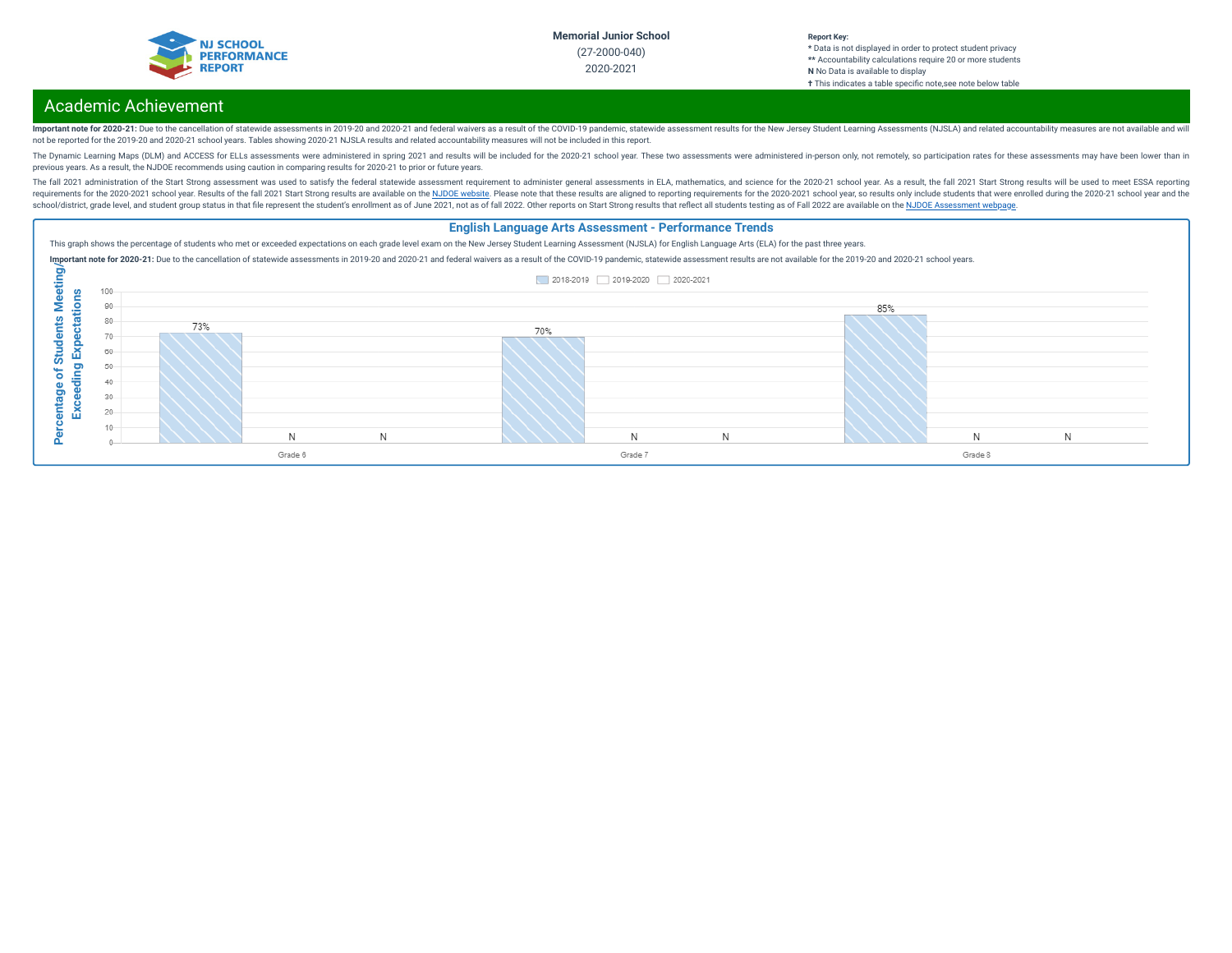Memorial Junior School
(27-2000-040)
2020-2021

**Report Key:**
* Data is not displayed in order to protect student privacy
** Accountability calculations require 20 or more students
**N** No Data is available to display
† This indicates a table specific note,see note below table

## Academic Achievement

**Important note for 2020-21:** Due to the cancellation of statewide assessments in 2019-20 and 2020-21 and federal waivers as a result of the COVID-19 pandemic, statewide assessment results for the New Jersey Student Learning Assessments (NJSLA) and related accountability measures are not available and will not be reported for the 2019-20 and 2020-21 school years. Tables showing 2020-21 NJSLA results and related accountability measures will not be included in this report.

The Dynamic Learning Maps (DLM) and ACCESS for ELLs assessments were administered in spring 2021 and results will be included for the 2020-21 school year. These two assessments were administered in-person only, not remotely, so participation rates for these assessments may have been lower than in previous years. As a result, the NJDOE recommends using caution in comparing results for 2020-21 to prior or future years.

The fall 2021 administration of the Start Strong assessment was used to satisfy the federal statewide assessment requirement to administer general assessments in ELA, mathematics, and science for the 2020-21 school year. As a result, the fall 2021 Start Strong results will be used to meet ESSA reporting requirements for the 2020-2021 school year. Results of the fall 2021 Start Strong results are available on the NJDOE website. Please note that these results are aligned to reporting requirements for the 2020-2021 school year, so results only include students that were enrolled during the 2020-21 school year and the school/district, grade level, and student group status in that file represent the student's enrollment as of June 2021, not as of fall 2022. Other reports on Start Strong results that reflect all students testing as of Fall 2022 are available on the NJDOE Assessment webpage.

### English Language Arts Assessment - Performance Trends

This graph shows the percentage of students who met or exceeded expectations on each grade level exam on the New Jersey Student Learning Assessment (NJSLA) for English Language Arts (ELA) for the past three years.

**Important note for 2020-21:** Due to the cancellation of statewide assessments in 2019-20 and 2020-21 and federal waivers as a result of the COVID-19 pandemic, statewide assessment results are not available for the 2019-20 and 2020-21 school years.

Percentage of Students Meeting/Exceeding Expectations

| Grade | 2018-2019 | 2019-2020 | 2020-2021 |
|---|---|---|---|
| Grade 6 | 73% | N | N |
| Grade 7 | 70% | N | N |
| Grade 8 | 85% | N | N |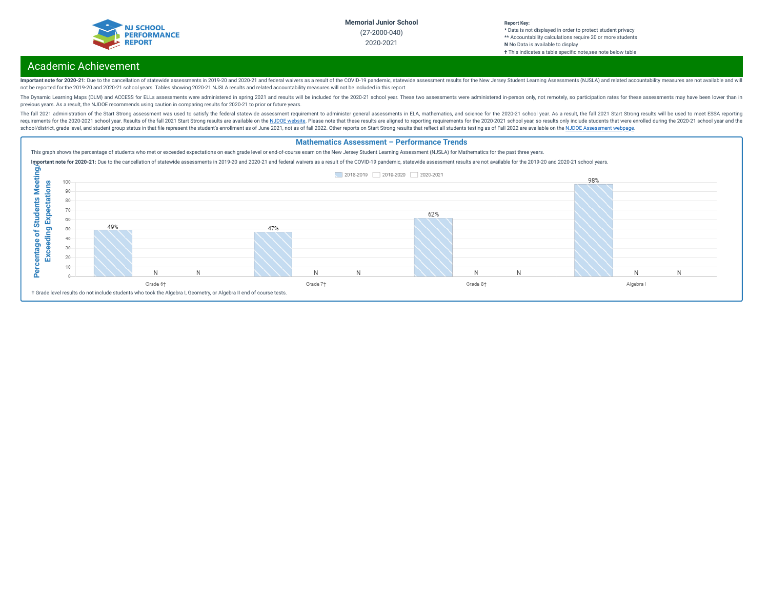Memorial Junior School
(27-2000-040)
2020-2021

**Report Key:**
* Data is not displayed in order to protect student privacy
** Accountability calculations require 20 or more students
**N** No Data is available to display
**†** This indicates a table specific note,see note below table

## Academic Achievement

**Important note for 2020-21:** Due to the cancellation of statewide assessments in 2019-20 and 2020-21 and federal waivers as a result of the COVID-19 pandemic, statewide assessment results for the New Jersey Student Learning Assessments (NJSLA) and related accountability measures are not available and will not be reported for the 2019-20 and 2020-21 school years. Tables showing 2020-21 NJSLA results and related accountability measures will not be included in this report.

The Dynamic Learning Maps (DLM) and ACCESS for ELLs assessments were administered in spring 2021 and results will be included for the 2020-21 school year. These two assessments were administered in-person only, not remotely, so participation rates for these assessments may have been lower than in previous years. As a result, the NJDOE recommends using caution in comparing results for 2020-21 to prior or future years.

The fall 2021 administration of the Start Strong assessment was used to satisfy the federal statewide assessment requirement to administer general assessments in ELA, mathematics, and science for the 2020-21 school year. As a result, the fall 2021 Start Strong results will be used to meet ESSA reporting requirements for the 2020-2021 school year. Results of the fall 2021 Start Strong results are available on the NJDOE website. Please note that these results are aligned to reporting requirements for the 2020-2021 school year, so results only include students that were enrolled during the 2020-21 school year and the school/district, grade level, and student group status in that file represent the student's enrollment as of June 2021, not as of fall 2022. Other reports on Start Strong results that reflect all students testing as of Fall 2022 are available on the NJDOE Assessment webpage.

### Mathematics Assessment – Performance Trends

This graph shows the percentage of students who met or exceeded expectations on each grade level or end-of-course exam on the New Jersey Student Learning Assessment (NJSLA) for Mathematics for the past three years.

**Important note for 2020-21:** Due to the cancellation of statewide assessments in 2019-20 and 2020-21 and federal waivers as a result of the COVID-19 pandemic, statewide assessment results are not available for the 2019-20 and 2020-21 school years.

Percentage of Students Meeting/Exceeding Expectations

| | 2018-2019 | 2019-2020 | 2020-2021 |
|---|---|---|---|
| Grade 6† | 49% | N | N |
| Grade 7† | 47% | N | N |
| Grade 8† | 62% | N | N |
| Algebra I | 98% | N | N |

† Grade level results do not include students who took the Algebra I, Geometry, or Algebra II end of course tests.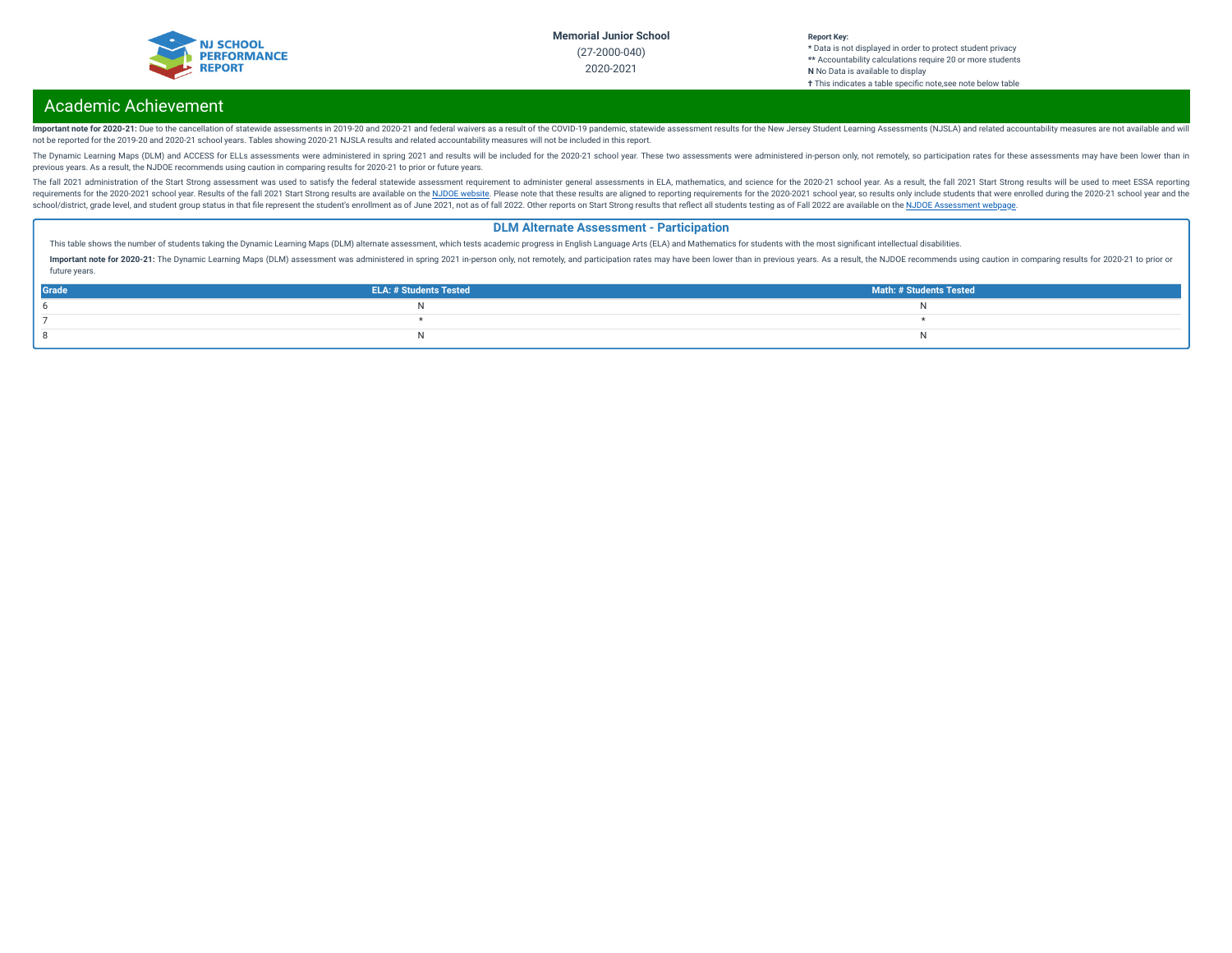# Academic Achievement

**Important note for 2020-21:** Due to the cancellation of statewide assessments in 2019-20 and 2020-21 and federal waivers as a result of the COVID-19 pandemic, statewide assessment results for the New Jersey Student Learning Assessments (NJSLA) and related accountability measures are not available and will not be reported for the 2019-20 and 2020-21 school years. Tables showing 2020-21 NJSLA results and related accountability measures will not be included in this report.

The Dynamic Learning Maps (DLM) and ACCESS for ELLs assessments were administered in spring 2021 and results will be included for the 2020-21 school year. These two assessments were administered in-person only, not remotely, so participation rates for these assessments may have been lower than in previous years. As a result, the NJDOE recommends using caution in comparing results for 2020-21 to prior or future years.

The fall 2021 administration of the Start Strong assessment was used to satisfy the federal statewide assessment requirement to administer general assessments in ELA, mathematics, and science for the 2020-21 school year. As a result, the fall 2021 Start Strong results will be used to meet ESSA reporting requirements for the 2020-2021 school year. Results of the fall 2021 Start Strong results are available on the NJDOE website. Please note that these results are aligned to reporting requirements for the 2020-2021 school year, so results only include students that were enrolled during the 2020-21 school year and the school/district, grade level, and student group status in that file represent the student's enrollment as of June 2021, not as of fall 2022. Other reports on Start Strong results that reflect all students testing as of Fall 2022 are available on the NJDOE Assessment webpage.

## DLM Alternate Assessment - Participation

This table shows the number of students taking the Dynamic Learning Maps (DLM) alternate assessment, which tests academic progress in English Language Arts (ELA) and Mathematics for students with the most significant intellectual disabilities.

**Important note for 2020-21:** The Dynamic Learning Maps (DLM) assessment was administered in spring 2021 in-person only, not remotely, and participation rates may have been lower than in previous years. As a result, the NJDOE recommends using caution in comparing results for 2020-21 to prior or future years.

| Grade | ELA: # Students Tested | Math: # Students Tested |
|---|---|---|
| 6 | N | N |
| 7 | * | * |
| 8 | N | N |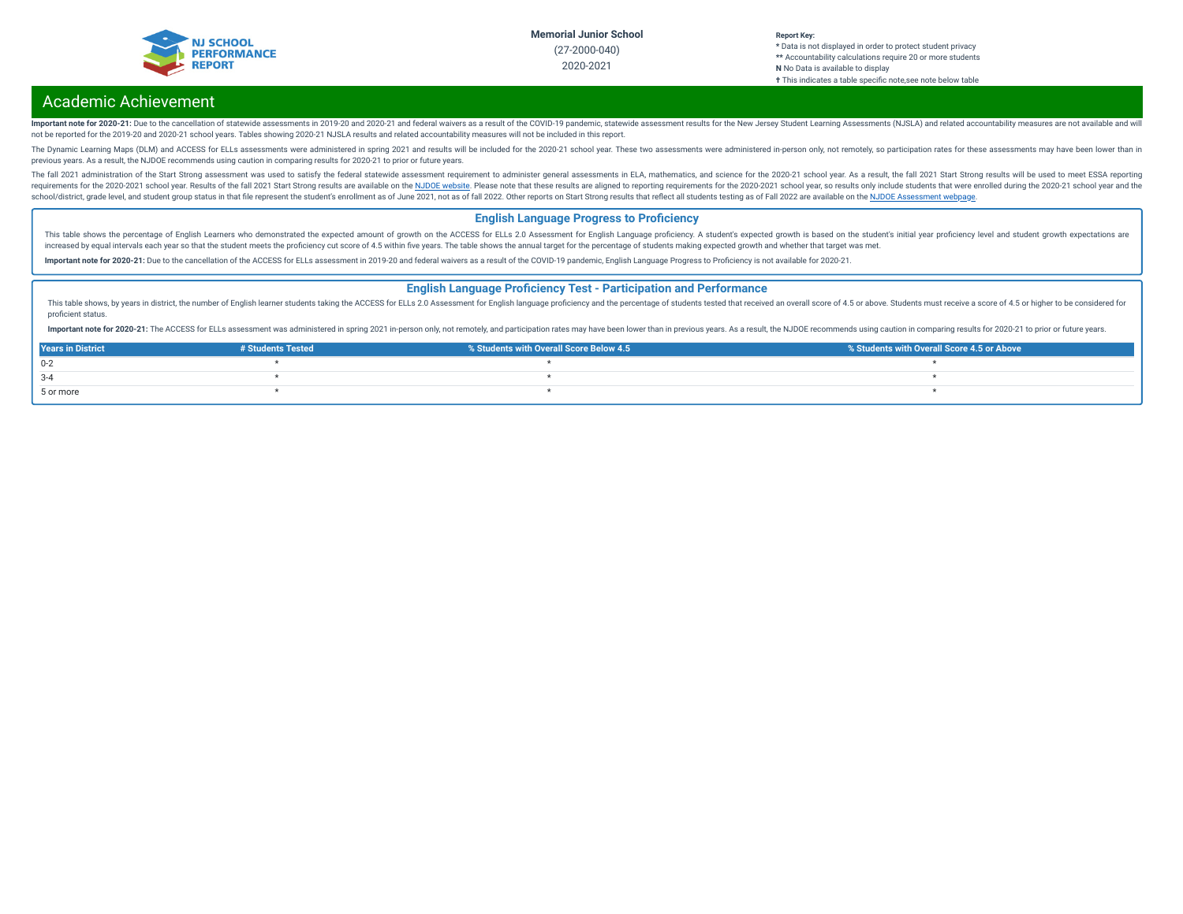Memorial Junior School

(27-2000-040)

2020-2021

**Report Key:**
* Data is not displayed in order to protect student privacy
** Accountability calculations require 20 or more students
**N** No Data is available to display
† This indicates a table specific note,see note below table

## Academic Achievement

**Important note for 2020-21:** Due to the cancellation of statewide assessments in 2019-20 and 2020-21 and federal waivers as a result of the COVID-19 pandemic, statewide assessment results for the New Jersey Student Learning Assessments (NJSLA) and related accountability measures are not available and will not be reported for the 2019-20 and 2020-21 school years. Tables showing 2020-21 NJSLA results and related accountability measures will not be included in this report.

The Dynamic Learning Maps (DLM) and ACCESS for ELLs assessments were administered in spring 2021 and results will be included for the 2020-21 school year. These two assessments were administered in-person only, not remotely, so participation rates for these assessments may have been lower than in previous years. As a result, the NJDOE recommends using caution in comparing results for 2020-21 to prior or future years.

The fall 2021 administration of the Start Strong assessment was used to satisfy the federal statewide assessment requirement to administer general assessments in ELA, mathematics, and science for the 2020-21 school year. As a result, the fall 2021 Start Strong results will be used to meet ESSA reporting requirements for the 2020-2021 school year. Results of the fall 2021 Start Strong results are available on the NJDOE website. Please note that these results are aligned to reporting requirements for the 2020-2021 school year, so results only include students that were enrolled during the 2020-21 school year and the school/district, grade level, and student group status in that file represent the student's enrollment as of June 2021, not as of fall 2022. Other reports on Start Strong results that reflect all students testing as of Fall 2022 are available on the NJDOE Assessment webpage.

### English Language Progress to Proficiency

This table shows the percentage of English Learners who demonstrated the expected amount of growth on the ACCESS for ELLs 2.0 Assessment for English Language proficiency. A student's expected growth is based on the student's initial year proficiency level and student growth expectations are increased by equal intervals each year so that the student meets the proficiency cut score of 4.5 within five years. The table shows the annual target for the percentage of students making expected growth and whether that target was met.

**Important note for 2020-21:** Due to the cancellation of the ACCESS for ELLs assessment in 2019-20 and federal waivers as a result of the COVID-19 pandemic, English Language Progress to Proficiency is not available for 2020-21.

### English Language Proficiency Test - Participation and Performance

This table shows, by years in district, the number of English learner students taking the ACCESS for ELLs 2.0 Assessment for English language proficiency and the percentage of students tested that received an overall score of 4.5 or above. Students must receive a score of 4.5 or higher to be considered for proficient status.

**Important note for 2020-21:** The ACCESS for ELLs assessment was administered in spring 2021 in-person only, not remotely, and participation rates may have been lower than in previous years. As a result, the NJDOE recommends using caution in comparing results for 2020-21 to prior or future years.

| Years in District | # Students Tested | % Students with Overall Score Below 4.5 | % Students with Overall Score 4.5 or Above |
|---|---|---|---|
| 0-2 | * | * | * |
| 3-4 | * | * | * |
| 5 or more | * | * | * |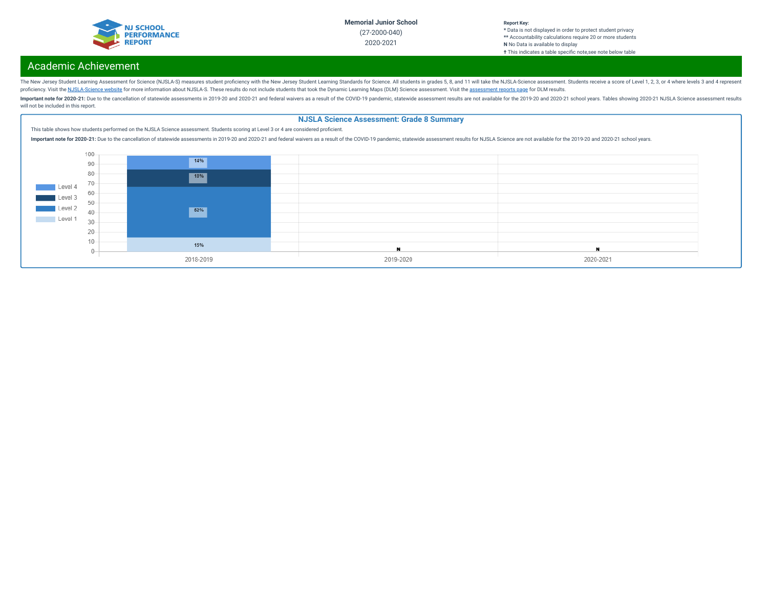Memorial Junior School

(27-2000-040)

2020-2021

**Report Key:**
* Data is not displayed in order to protect student privacy
** Accountability calculations require 20 or more students
**N** No Data is available to display
† This indicates a table specific note,see note below table

## Academic Achievement

The New Jersey Student Learning Assessment for Science (NJSLA-S) measures student proficiency with the New Jersey Student Learning Standards for Science. All students in grades 5, 8, and 11 will take the NJSLA-Science assessment. Students receive a score of Level 1, 2, 3, or 4 where levels 3 and 4 represent proficiency. Visit the NJSLA-Science website for more information about NJSLA-S. These results do not include students that took the Dynamic Learning Maps (DLM) Science assessment. Visit the assessment reports page for DLM results.

**Important note for 2020-21:** Due to the cancellation of statewide assessments in 2019-20 and 2020-21 and federal waivers as a result of the COVID-19 pandemic, statewide assessment results are not available for the 2019-20 and 2020-21 school years. Tables showing 2020-21 NJSLA Science assessment results will not be included in this report.

### NJSLA Science Assessment: Grade 8 Summary

This table shows how students performed on the NJSLA Science assessment. Students scoring at Level 3 or 4 are considered proficient.

**Important note for 2020-21:** Due to the cancellation of statewide assessments in 2019-20 and 2020-21 and federal waivers as a result of the COVID-19 pandemic, statewide assessment results for NJSLA Science are not available for the 2019-20 and 2020-21 school years.

| | 2018-2019 | 2019-2020 | 2020-2021 |
|---|---|---|---|
| Level 1 | 15% | N | N |
| Level 2 | 52% | N | N |
| Level 3 | 18% | N | N |
| Level 4 | 14% | N | N |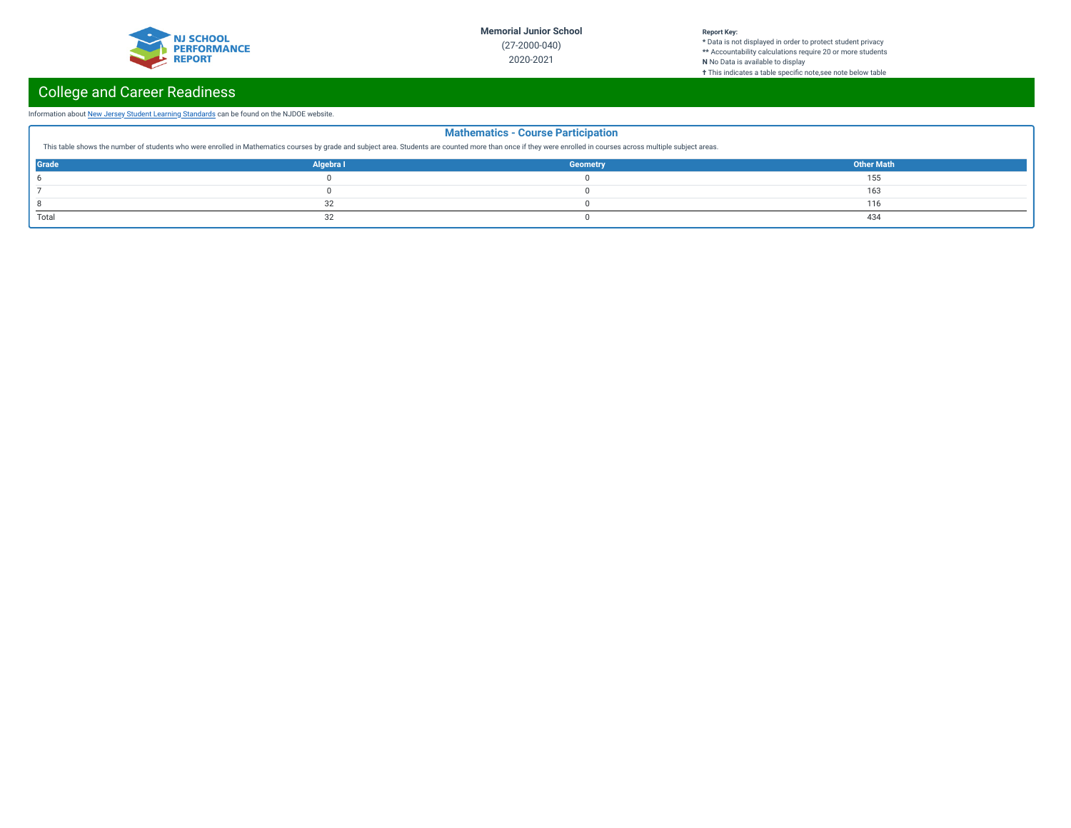Memorial Junior School
(27-2000-040)
2020-2021

**Report Key:**
* Data is not displayed in order to protect student privacy
** Accountability calculations require 20 or more students
**N** No Data is available to display
† This indicates a table specific note,see note below table

## College and Career Readiness

Information about New Jersey Student Learning Standards can be found on the NJDOE website.

### Mathematics - Course Participation

This table shows the number of students who were enrolled in Mathematics courses by grade and subject area. Students are counted more than once if they were enrolled in courses across multiple subject areas.

| Grade | Algebra I | Geometry | Other Math |
|---|---|---|---|
| 6 | 0 | 0 | 155 |
| 7 | 0 | 0 | 163 |
| 8 | 32 | 0 | 116 |
| Total | 32 | 0 | 434 |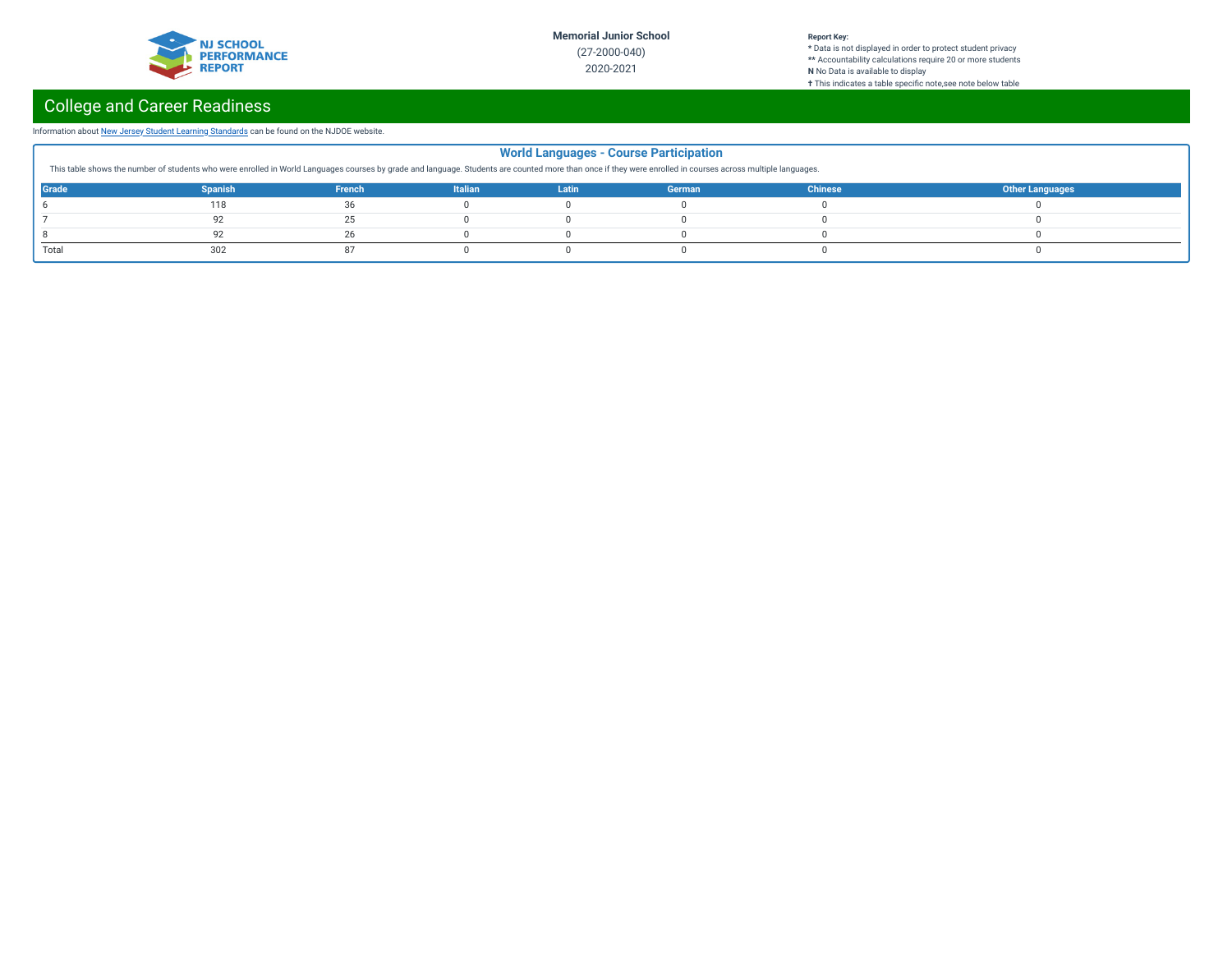## College and Career Readiness

Information about New Jersey Student Learning Standards can be found on the NJDOE website.

### World Languages - Course Participation

This table shows the number of students who were enrolled in World Languages courses by grade and language. Students are counted more than once if they were enrolled in courses across multiple languages.

| Grade | Spanish | French | Italian | Latin | German | Chinese | Other Languages |
|---|---|---|---|---|---|---|---|
| 6 | 118 | 36 | 0 | 0 | 0 | 0 | 0 |
| 7 | 92 | 25 | 0 | 0 | 0 | 0 | 0 |
| 8 | 92 | 26 | 0 | 0 | 0 | 0 | 0 |
| Total | 302 | 87 | 0 | 0 | 0 | 0 | 0 |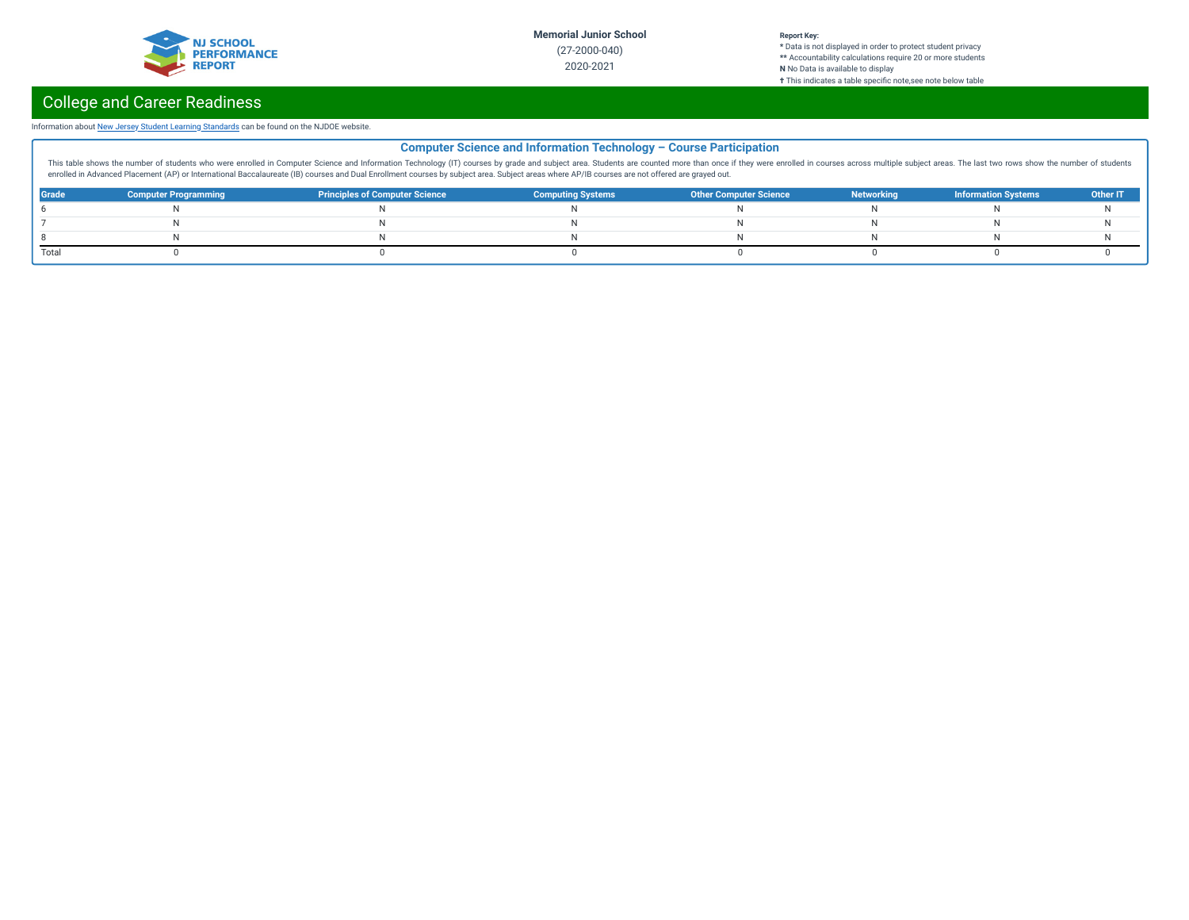Memorial Junior School

(27-2000-040)

2020-2021

**Report Key:**
* Data is not displayed in order to protect student privacy
** Accountability calculations require 20 or more students
**N** No Data is available to display
† This indicates a table specific note,see note below table

## College and Career Readiness

Information about New Jersey Student Learning Standards can be found on the NJDOE website.

### Computer Science and Information Technology – Course Participation

This table shows the number of students who were enrolled in Computer Science and Information Technology (IT) courses by grade and subject area. Students are counted more than once if they were enrolled in courses across multiple subject areas. The last two rows show the number of students enrolled in Advanced Placement (AP) or International Baccalaureate (IB) courses and Dual Enrollment courses by subject area. Subject areas where AP/IB courses are not offered are grayed out.

| Grade | Computer Programming | Principles of Computer Science | Computing Systems | Other Computer Science | Networking | Information Systems | Other IT |
|---|---|---|---|---|---|---|---|
| 6 | N | N | N | N | N | N | N |
| 7 | N | N | N | N | N | N | N |
| 8 | N | N | N | N | N | N | N |
| Total | 0 | 0 | 0 | 0 | 0 | 0 | 0 |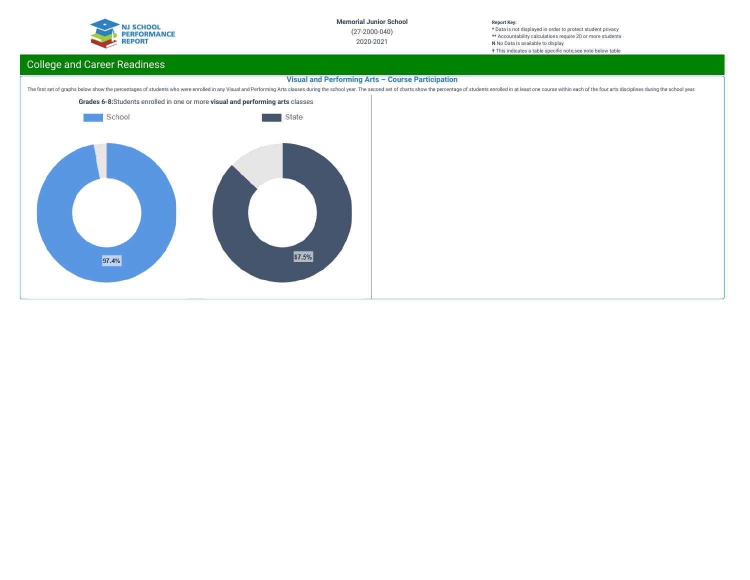Memorial Junior School
(27-2000-040)
2020-2021

**Report Key:**
* Data is not displayed in order to protect student privacy
** Accountability calculations require 20 or more students
**N** No Data is available to display
† This indicates a table specific note,see note below table

## College and Career Readiness

### Visual and Performing Arts – Course Participation

The first set of graphs below show the percentages of students who were enrolled in any Visual and Performing Arts classes during the school year. The second set of charts show the percentage of students enrolled in at least one course within each of the four arts disciplines during the school year.

**Grades 6-8:**Students enrolled in one or more **visual and performing arts** classes

School

State

97.4%

87.5%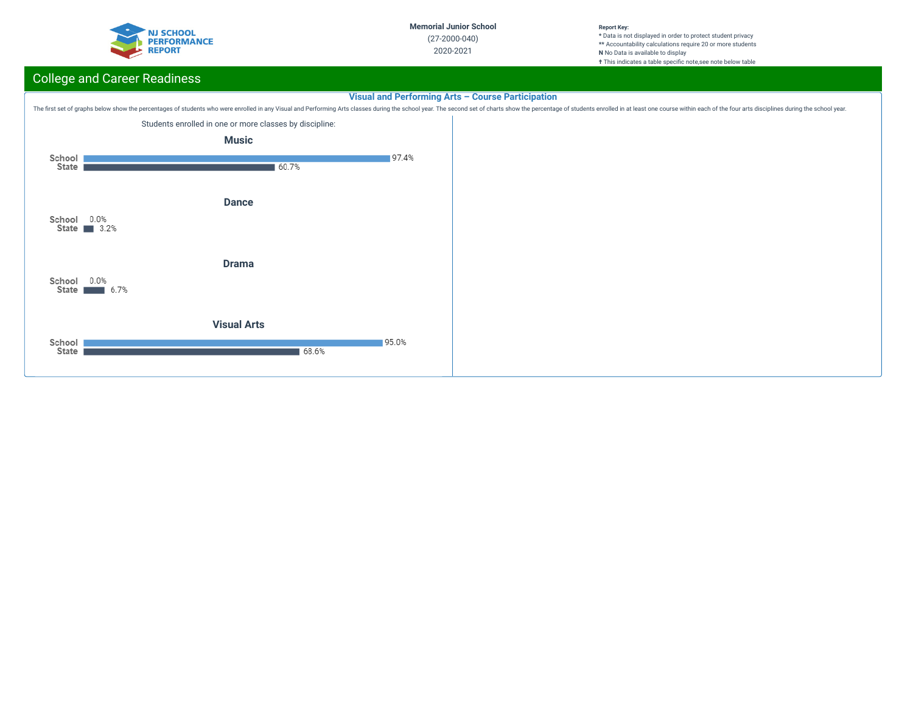Memorial Junior School

(27-2000-040)

2020-2021

**Report Key:**
* Data is not displayed in order to protect student privacy
** Accountability calculations require 20 or more students
**N** No Data is available to display
† This indicates a table specific note,see note below table

## College and Career Readiness

### Visual and Performing Arts – Course Participation

The first set of graphs below show the percentages of students who were enrolled in any Visual and Performing Arts classes during the school year. The second set of charts show the percentage of students enrolled in at least one course within each of the four arts disciplines during the school year.

Students enrolled in one or more classes by discipline:

**Music**

| | Percent |
|---|---|
| School | 97.4% |
| State | 60.7% |

**Dance**

| | Percent |
|---|---|
| School | 0.0% |
| State | 3.2% |

**Drama**

| | Percent |
|---|---|
| School | 0.0% |
| State | 6.7% |

**Visual Arts**

| | Percent |
|---|---|
| School | 95.0% |
| State | 68.6% |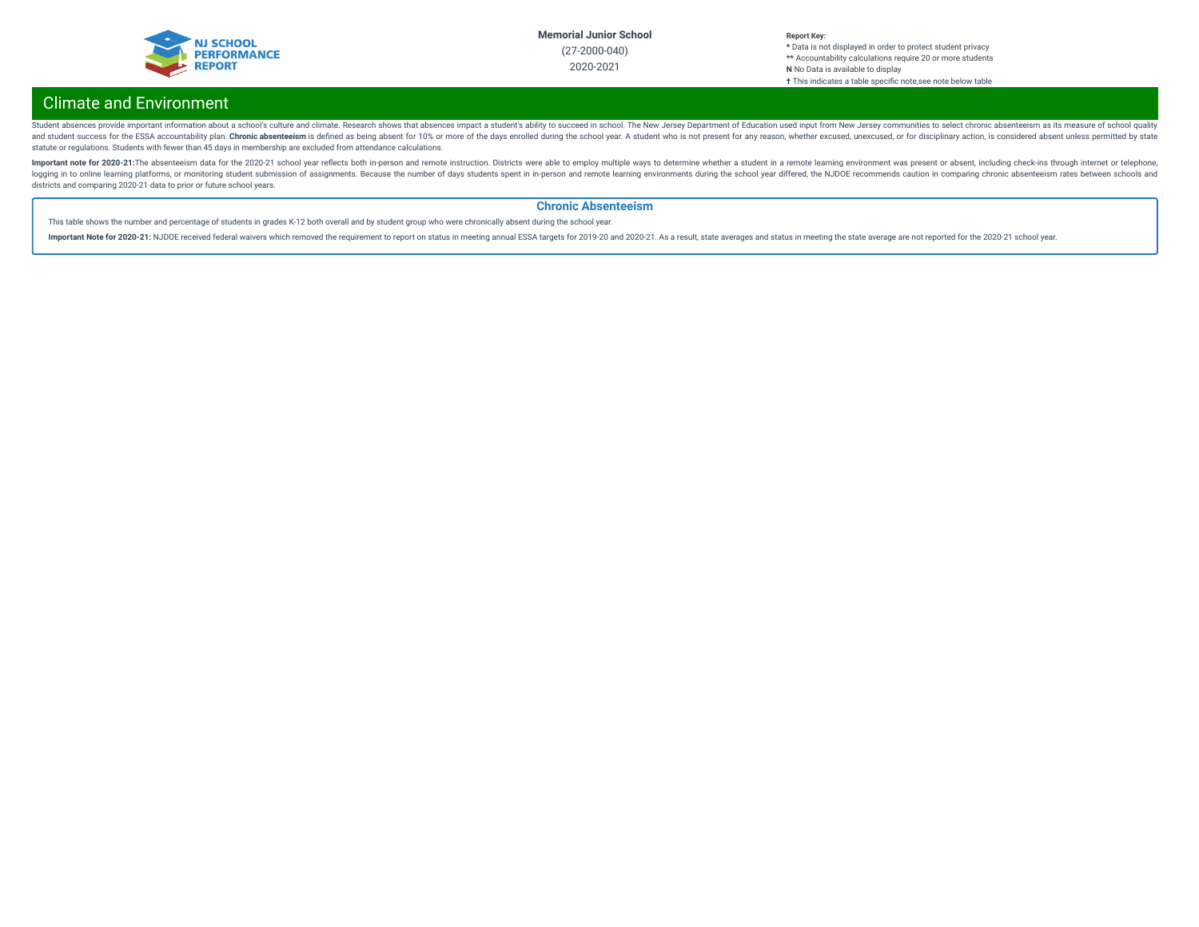# Climate and Environment

Student absences provide important information about a school's culture and climate. Research shows that absences impact a student's ability to succeed in school. The New Jersey Department of Education used input from New Jersey communities to select chronic absenteeism as its measure of school quality and student success for the ESSA accountability plan. **Chronic absenteeism** is defined as being absent for 10% or more of the days enrolled during the school year. A student who is not present for any reason, whether excused, unexcused, or for disciplinary action, is considered absent unless permitted by state statute or regulations. Students with fewer than 45 days in membership are excluded from attendance calculations.

**Important note for 2020-21:**The absenteeism data for the 2020-21 school year reflects both in-person and remote instruction. Districts were able to employ multiple ways to determine whether a student in a remote learning environment was present or absent, including check-ins through internet or telephone, logging in to online learning platforms, or monitoring student submission of assignments. Because the number of days students spent in in-person and remote learning environments during the school year differed, the NJDOE recommends caution in comparing chronic absenteeism rates between schools and districts and comparing 2020-21 data to prior or future school years.

## Chronic Absenteeism

This table shows the number and percentage of students in grades K-12 both overall and by student group who were chronically absent during the school year.

**Important Note for 2020-21:** NJDOE received federal waivers which removed the requirement to report on status in meeting annual ESSA targets for 2019-20 and 2020-21. As a result, state averages and status in meeting the state average are not reported for the 2020-21 school year.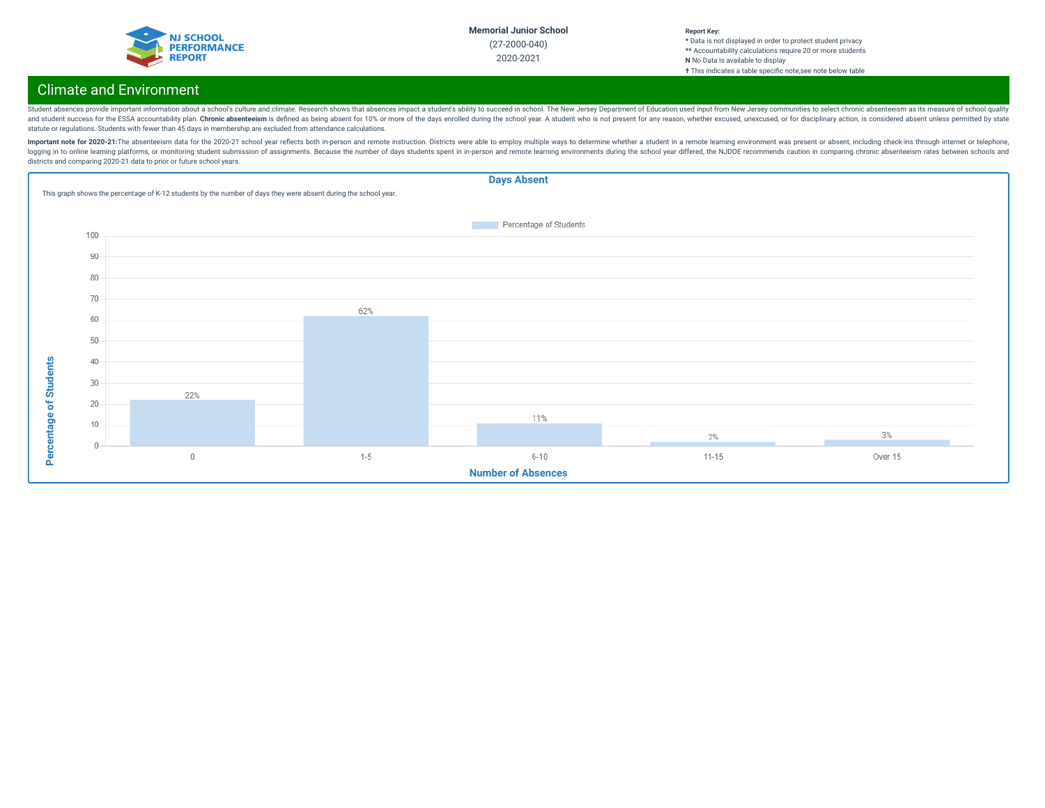Memorial Junior School

(27-2000-040)

2020-2021

**Report Key:**
* Data is not displayed in order to protect student privacy
** Accountability calculations require 20 or more students
**N** No Data is available to display
† This indicates a table specific note,see note below table

## Climate and Environment

Student absences provide important information about a school's culture and climate. Research shows that absences impact a student's ability to succeed in school. The New Jersey Department of Education used input from New Jersey communities to select chronic absenteeism as its measure of school quality and student success for the ESSA accountability plan. **Chronic absenteeism** is defined as being absent for 10% or more of the days enrolled during the school year. A student who is not present for any reason, whether excused, unexcused, or for disciplinary action, is considered absent unless permitted by state statute or regulations. Students with fewer than 45 days in membership are excluded from attendance calculations.

**Important note for 2020-21:** The absenteeism data for the 2020-21 school year reflects both in-person and remote instruction. Districts were able to employ multiple ways to determine whether a student in a remote learning environment was present or absent, including check-ins through internet or telephone, logging in to online learning platforms, or monitoring student submission of assignments. Because the number of days students spent in in-person and remote learning environments during the school year differed, the NJDOE recommends caution in comparing chronic absenteeism rates between schools and districts and comparing 2020-21 data to prior or future school years.

### Days Absent

This graph shows the percentage of K-12 students by the number of days they were absent during the school year.

| Number of Absences | Percentage of Students |
|---|---|
| 0 | 22% |
| 1-5 | 62% |
| 6-10 | 11% |
| 11-15 | 2% |
| Over 15 | 3% |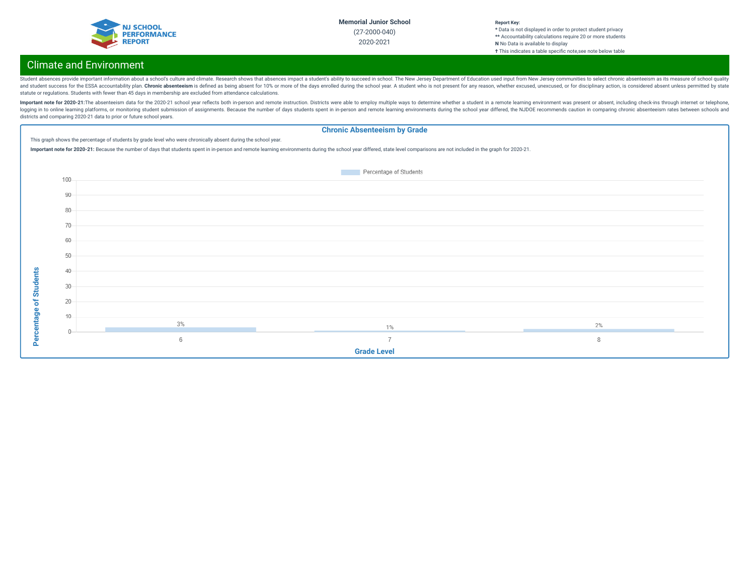**Memorial Junior School**
(27-2000-040)
2020-2021

**Report Key:**
* Data is not displayed in order to protect student privacy
** Accountability calculations require 20 or more students
**N** No Data is available to display
† This indicates a table specific note,see note below table

## Climate and Environment

Student absences provide important information about a school's culture and climate. Research shows that absences impact a student's ability to succeed in school. The New Jersey Department of Education used input from New Jersey communities to select chronic absenteeism as its measure of school quality and student success for the ESSA accountability plan. **Chronic absenteeism** is defined as being absent for 10% or more of the days enrolled during the school year. A student who is not present for any reason, whether excused, unexcused, or for disciplinary action, is considered absent unless permitted by state statute or regulations. Students with fewer than 45 days in membership are excluded from attendance calculations.

**Important note for 2020-21:**The absenteeism data for the 2020-21 school year reflects both in-person and remote instruction. Districts were able to employ multiple ways to determine whether a student in a remote learning environment was present or absent, including check-ins through internet or telephone, logging in to online learning platforms, or monitoring student submission of assignments. Because the number of days students spent in in-person and remote learning environments during the school year differed, the NJDOE recommends caution in comparing chronic absenteeism rates between schools and districts and comparing 2020-21 data to prior or future school years.

### Chronic Absenteeism by Grade

This graph shows the percentage of students by grade level who were chronically absent during the school year.

**Important note for 2020-21:** Because the number of days that students spent in in-person and remote learning environments during the school year differed, state level comparisons are not included in the graph for 2020-21.

| Grade Level | Percentage of Students |
|---|---|
| 6 | 3% |
| 7 | 1% |
| 8 | 2% |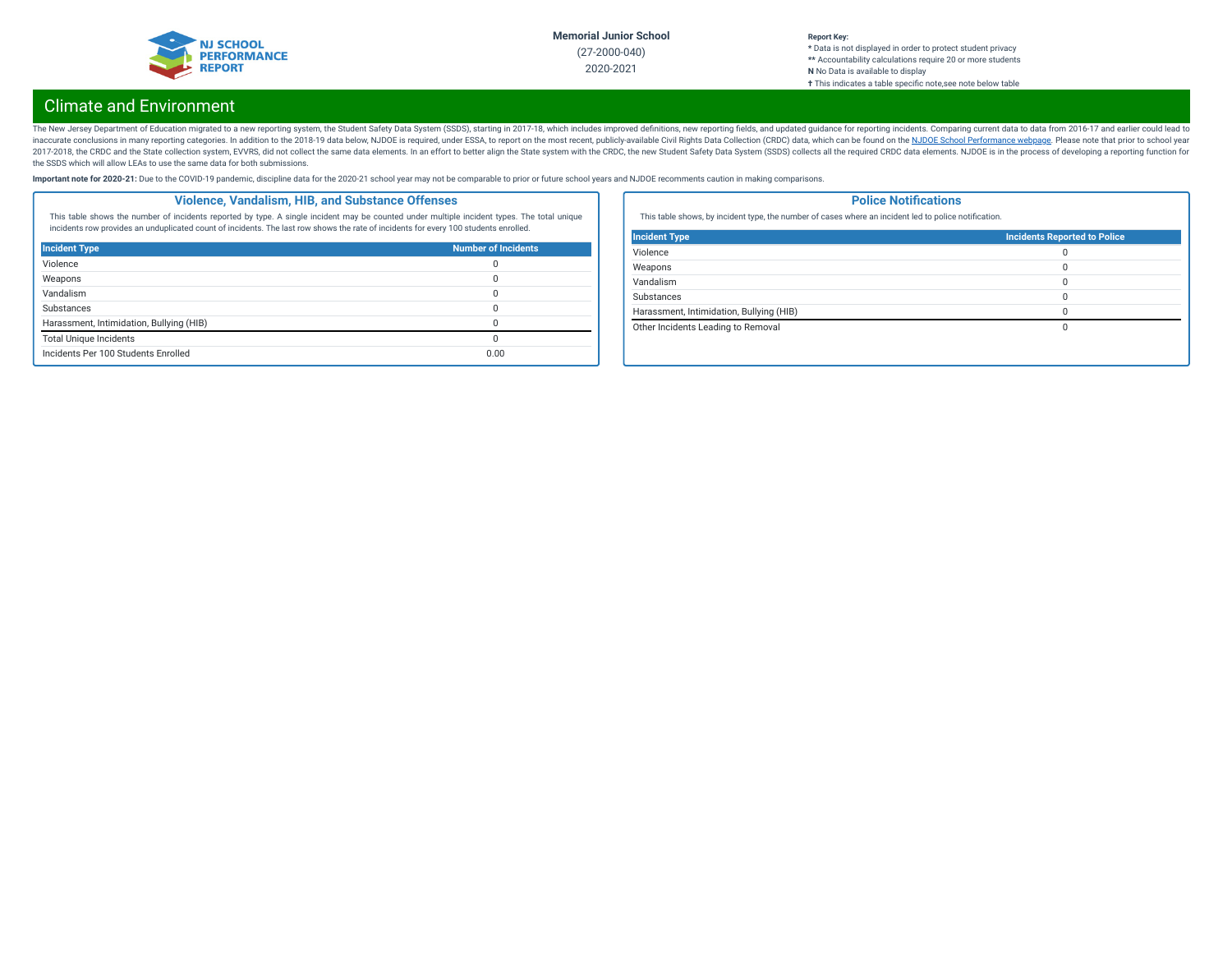# Climate and Environment

The New Jersey Department of Education migrated to a new reporting system, the Student Safety Data System (SSDS), starting in 2017-18, which includes improved definitions, new reporting fields, and updated guidance for reporting incidents. Comparing current data to data from 2016-17 and earlier could lead to inaccurate conclusions in many reporting categories. In addition to the 2018-19 data below, NJDOE is required, under ESSA, to report on the most recent, publicly-available Civil Rights Data Collection (CRDC) data, which can be found on the NJDOE School Performance webpage. Please note that prior to school year 2017-2018, the CRDC and the State collection system, EVVRS, did not collect the same data elements. In an effort to better align the State system with the CRDC, the new Student Safety Data System (SSDS) collects all the required CRDC data elements. NJDOE is in the process of developing a reporting function for the SSDS which will allow LEAs to use the same data for both submissions.

**Important note for 2020-21:** Due to the COVID-19 pandemic, discipline data for the 2020-21 school year may not be comparable to prior or future school years and NJDOE recomments caution in making comparisons.

## Violence, Vandalism, HIB, and Substance Offenses

This table shows the number of incidents reported by type. A single incident may be counted under multiple incident types. The total unique incidents row provides an unduplicated count of incidents. The last row shows the rate of incidents for every 100 students enrolled.

| Incident Type | Number of Incidents |
|---|---|
| Violence | 0 |
| Weapons | 0 |
| Vandalism | 0 |
| Substances | 0 |
| Harassment, Intimidation, Bullying (HIB) | 0 |
| Total Unique Incidents | 0 |
| Incidents Per 100 Students Enrolled | 0.00 |

## Police Notifications

This table shows, by incident type, the number of cases where an incident led to police notification.

| Incident Type | Incidents Reported to Police |
|---|---|
| Violence | 0 |
| Weapons | 0 |
| Vandalism | 0 |
| Substances | 0 |
| Harassment, Intimidation, Bullying (HIB) | 0 |
| Other Incidents Leading to Removal | 0 |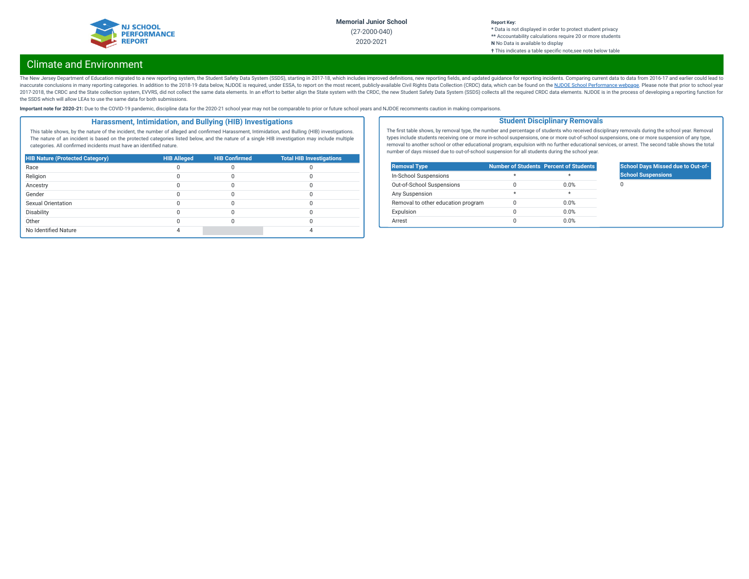**Memorial Junior School**
(27-2000-040)
2020-2021

**Report Key:**
* Data is not displayed in order to protect student privacy
** Accountability calculations require 20 or more students
**N** No Data is available to display
† This indicates a table specific note,see note below table

# Climate and Environment

The New Jersey Department of Education migrated to a new reporting system, the Student Safety Data System (SSDS), starting in 2017-18, which includes improved definitions, new reporting fields, and updated guidance for reporting incidents. Comparing current data to data from 2016-17 and earlier could lead to inaccurate conclusions in many reporting categories. In addition to the 2018-19 data below, NJDOE is required, under ESSA, to report on the most recent, publicly-available Civil Rights Data Collection (CRDC) data, which can be found on the NJDOE School Performance webpage. Please note that prior to school year 2017-2018, the CRDC and the State collection system, EVVRS, did not collect the same data elements. In an effort to better align the State system with the CRDC, the new Student Safety Data System (SSDS) collects all the required CRDC data elements. NJDOE is in the process of developing a reporting function for the SSDS which will allow LEAs to use the same data for both submissions.

**Important note for 2020-21:** Due to the COVID-19 pandemic, discipline data for the 2020-21 school year may not be comparable to prior or future school years and NJDOE recomments caution in making comparisons.

## Harassment, Intimidation, and Bullying (HIB) Investigations

This table shows, by the nature of the incident, the number of alleged and confirmed Harassment, Intimidation, and Bulling (HIB) investigations. The nature of an incident is based on the protected categories listed below, and the nature of a single HIB investigation may include multiple categories. All confirmed incidents must have an identified nature.

| HIB Nature (Protected Category) | HIB Alleged | HIB Confirmed | Total HIB Investigations |
|---|---|---|---|
| Race | 0 | 0 | 0 |
| Religion | 0 | 0 | 0 |
| Ancestry | 0 | 0 | 0 |
| Gender | 0 | 0 | 0 |
| Sexual Orientation | 0 | 0 | 0 |
| Disability | 0 | 0 | 0 |
| Other | 0 | 0 | 0 |
| No Identified Nature | 4 | | 4 |

## Student Disciplinary Removals

The first table shows, by removal type, the number and percentage of students who received disciplinary removals during the school year. Removal types include students receiving one or more in-school suspensions, one or more out-of-school suspensions, one or more suspension of any type, removal to another school or other educational program, expulsion with no further educational services, or arrest. The second table shows the total number of days missed due to out-of-school suspension for all students during the school year.

| Removal Type | Number of Students | Percent of Students |
|---|---|---|
| In-School Suspensions | * | * |
| Out-of-School Suspensions | 0 | 0.0% |
| Any Suspension | * | * |
| Removal to other education program | 0 | 0.0% |
| Expulsion | 0 | 0.0% |
| Arrest | 0 | 0.0% |

| School Days Missed due to Out-of-School Suspensions |
|---|
| 0 |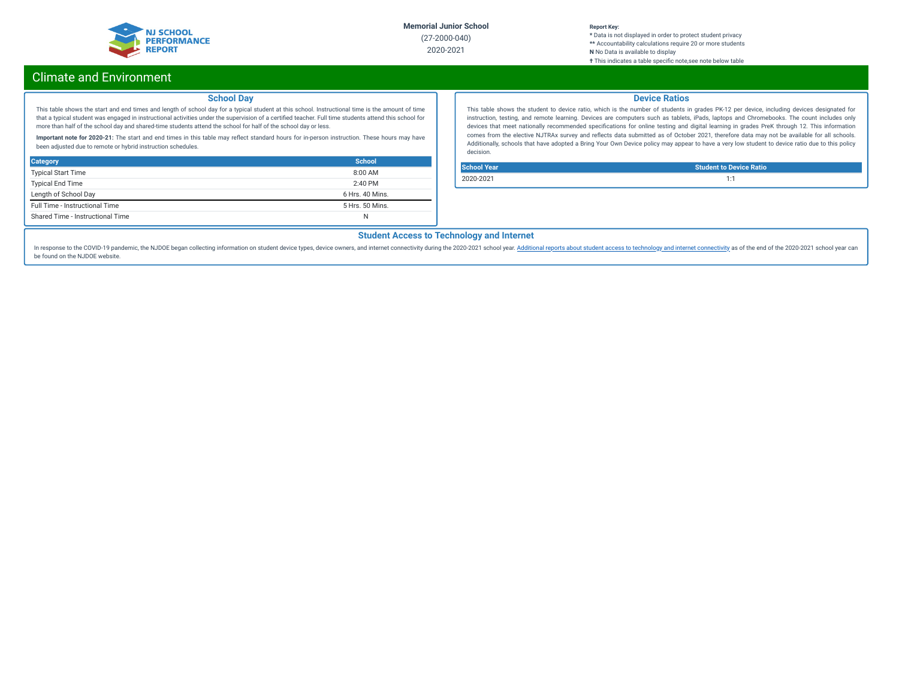Memorial Junior School
(27-2000-040)
2020-2021

**Report Key:**
\* Data is not displayed in order to protect student privacy
\*\* Accountability calculations require 20 or more students
**N** No Data is available to display
† This indicates a table specific note,see note below table

# Climate and Environment

## School Day

This table shows the start and end times and length of school day for a typical student at this school. Instructional time is the amount of time that a typical student was engaged in instructional activities under the supervision of a certified teacher. Full time students attend this school for more than half of the school day and shared-time students attend the school for half of the school day or less.

**Important note for 2020-21:** The start and end times in this table may reflect standard hours for in-person instruction. These hours may have been adjusted due to remote or hybrid instruction schedules.

| Category | School |
|---|---|
| Typical Start Time | 8:00 AM |
| Typical End Time | 2:40 PM |
| Length of School Day | 6 Hrs. 40 Mins. |
| Full Time - Instructional Time | 5 Hrs. 50 Mins. |
| Shared Time - Instructional Time | N |

## Device Ratios

This table shows the student to device ratio, which is the number of students in grades PK-12 per device, including devices designated for instruction, testing, and remote learning. Devices are computers such as tablets, iPads, laptops and Chromebooks. The count includes only devices that meet nationally recommended specifications for online testing and digital learning in grades PreK through 12. This information comes from the elective NJTRAx survey and reflects data submitted as of October 2021, therefore data may not be available for all schools. Additionally, schools that have adopted a Bring Your Own Device policy may appear to have a very low student to device ratio due to this policy decision.

| School Year | Student to Device Ratio |
|---|---|
| 2020-2021 | 1:1 |

## Student Access to Technology and Internet

In response to the COVID-19 pandemic, the NJDOE began collecting information on student device types, device owners, and internet connectivity during the 2020-2021 school year. Additional reports about student access to technology and internet connectivity as of the end of the 2020-2021 school year can be found on the NJDOE website.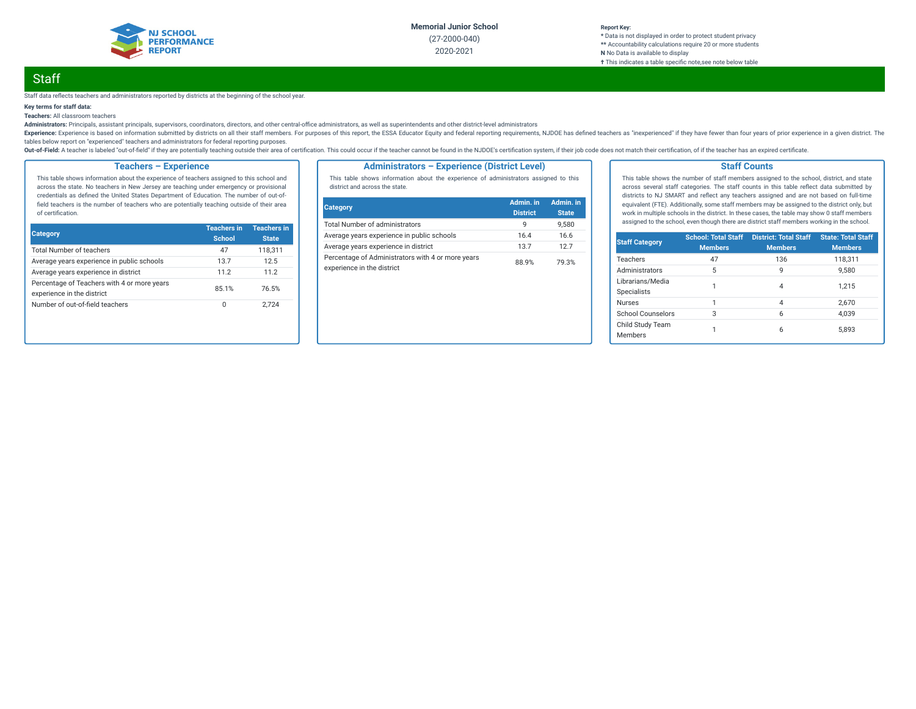Memorial Junior School

(27-2000-040)

2020-2021

**Report Key:**
* Data is not displayed in order to protect student privacy
** Accountability calculations require 20 or more students
**N** No Data is available to display
† This indicates a table specific note,see note below table

# Staff

Staff data reflects teachers and administrators reported by districts at the beginning of the school year.

**Key terms for staff data:**

**Teachers:** All classroom teachers

**Administrators:** Principals, assistant principals, supervisors, coordinators, directors, and other central-office administrators, as well as superintendents and other district-level administrators

**Experience:** Experience is based on information submitted by districts on all their staff members. For purposes of this report, the ESSA Educator Equity and federal reporting requirements, NJDOE has defined teachers as "inexperienced" if they have fewer than four years of prior experience in a given district. The tables below report on "experienced" teachers and administrators for federal reporting purposes.

**Out-of-Field:** A teacher is labeled "out-of-field" if they are potentially teaching outside their area of certification. This could occur if the teacher cannot be found in the NJDOE's certification system, if their job code does not match their certification, of if the teacher has an expired certificate.

## Teachers – Experience

This table shows information about the experience of teachers assigned to this school and across the state. No teachers in New Jersey are teaching under emergency or provisional credentials as defined the United States Department of Education. The number of out-of-field teachers is the number of teachers who are potentially teaching outside of their area of certification.

| Category | Teachers in School | Teachers in State |
|---|---|---|
| Total Number of teachers | 47 | 118,311 |
| Average years experience in public schools | 13.7 | 12.5 |
| Average years experience in district | 11.2 | 11.2 |
| Percentage of Teachers with 4 or more years experience in the district | 85.1% | 76.5% |
| Number of out-of-field teachers | 0 | 2,724 |

## Administrators – Experience (District Level)

This table shows information about the experience of administrators assigned to this district and across the state.

| Category | Admin. in District | Admin. in State |
|---|---|---|
| Total Number of administrators | 9 | 9,580 |
| Average years experience in public schools | 16.4 | 16.6 |
| Average years experience in district | 13.7 | 12.7 |
| Percentage of Administrators with 4 or more years experience in the district | 88.9% | 79.3% |

## Staff Counts

This table shows the number of staff members assigned to the school, district, and state across several staff categories. The staff counts in this table reflect data submitted by districts to NJ SMART and reflect any teachers assigned and are not based on full-time equivalent (FTE). Additionally, some staff members may be assigned to the district only, but work in multiple schools in the district. In these cases, the table may show 0 staff members assigned to the school, even though there are district staff members working in the school.

| Staff Category | School: Total Staff Members | District: Total Staff Members | State: Total Staff Members |
|---|---|---|---|
| Teachers | 47 | 136 | 118,311 |
| Administrators | 5 | 9 | 9,580 |
| Librarians/Media Specialists | 1 | 4 | 1,215 |
| Nurses | 1 | 4 | 2,670 |
| School Counselors | 3 | 6 | 4,039 |
| Child Study Team Members | 1 | 6 | 5,893 |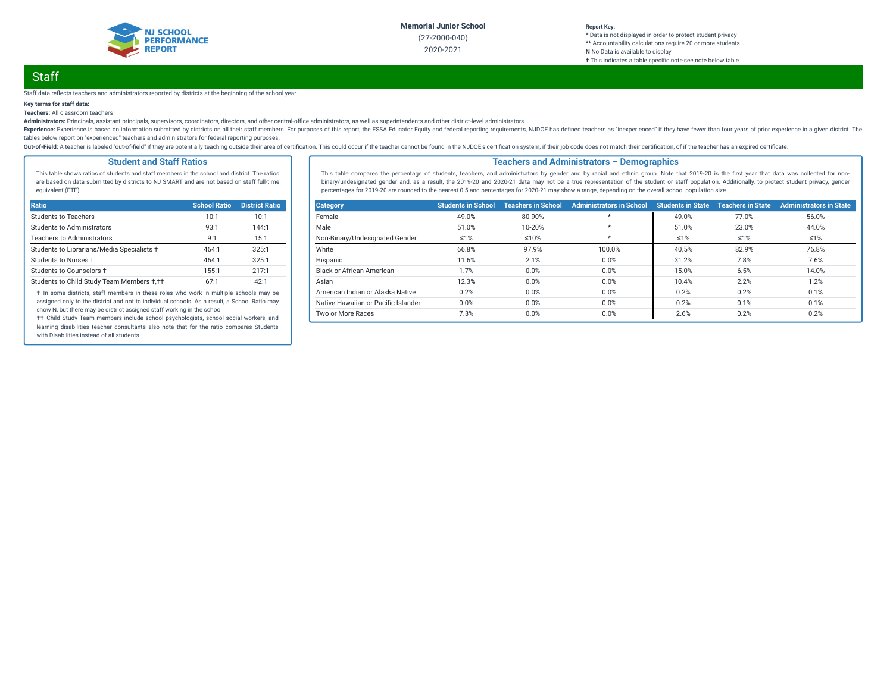Memorial Junior School
(27-2000-040)
2020-2021

**Report Key:**
**\*** Data is not displayed in order to protect student privacy
**\*\*** Accountability calculations require 20 or more students
**N** No Data is available to display
**†** This indicates a table specific note,see note below table

## Staff

Staff data reflects teachers and administrators reported by districts at the beginning of the school year.

**Key terms for staff data:**

**Teachers:** All classroom teachers

**Administrators:** Principals, assistant principals, supervisors, coordinators, directors, and other central-office administrators, as well as superintendents and other district-level administrators

**Experience:** Experience is based on information submitted by districts on all their staff members. For purposes of this report, the ESSA Educator Equity and federal reporting requirements, NJDOE has defined teachers as "inexperienced" if they have fewer than four years of prior experience in a given district. The tables below report on "experienced" teachers and administrators for federal reporting purposes.

**Out-of-Field:** A teacher is labeled "out-of-field" if they are potentially teaching outside their area of certification. This could occur if the teacher cannot be found in the NJDOE's certification system, if their job code does not match their certification, of if the teacher has an expired certificate.

### Student and Staff Ratios

This table shows ratios of students and staff members in the school and district. The ratios are based on data submitted by districts to NJ SMART and are not based on staff full-time equivalent (FTE).

| Ratio | School Ratio | District Ratio |
|---|---|---|
| Students to Teachers | 10:1 | 10:1 |
| Students to Administrators | 93:1 | 144:1 |
| Teachers to Administrators | 9:1 | 15:1 |
| Students to Librarians/Media Specialists † | 464:1 | 325:1 |
| Students to Nurses † | 464:1 | 325:1 |
| Students to Counselors † | 155:1 | 217:1 |
| Students to Child Study Team Members †,†† | 67:1 | 42:1 |

† In some districts, staff members in these roles who work in multiple schools may be assigned only to the district and not to individual schools. As a result, a School Ratio may show N, but there may be district assigned staff working in the school

†† Child Study Team members include school psychologists, school social workers, and learning disabilities teacher consultants also note that for the ratio compares Students with Disabilities instead of all students.

### Teachers and Administrators – Demographics

This table compares the percentage of students, teachers, and administrators by gender and by racial and ethnic group. Note that 2019-20 is the first year that data was collected for non-binary/undesignated gender and, as a result, the 2019-20 and 2020-21 data may not be a true representation of the student or staff population. Additionally, to protect student privacy, gender percentages for 2019-20 are rounded to the nearest 0.5 and percentages for 2020-21 may show a range, depending on the overall school population size.

| Category | Students in School | Teachers in School | Administrators in School | Students in State | Teachers in State | Administrators in State |
|---|---|---|---|---|---|---|
| Female | 49.0% | 80-90% | * | 49.0% | 77.0% | 56.0% |
| Male | 51.0% | 10-20% | * | 51.0% | 23.0% | 44.0% |
| Non-Binary/Undesignated Gender | ≤1% | ≤10% | * | ≤1% | ≤1% | ≤1% |
| White | 66.8% | 97.9% | 100.0% | 40.5% | 82.9% | 76.8% |
| Hispanic | 11.6% | 2.1% | 0.0% | 31.2% | 7.8% | 7.6% |
| Black or African American | 1.7% | 0.0% | 0.0% | 15.0% | 6.5% | 14.0% |
| Asian | 12.3% | 0.0% | 0.0% | 10.4% | 2.2% | 1.2% |
| American Indian or Alaska Native | 0.2% | 0.0% | 0.0% | 0.2% | 0.2% | 0.1% |
| Native Hawaiian or Pacific Islander | 0.0% | 0.0% | 0.0% | 0.2% | 0.1% | 0.1% |
| Two or More Races | 7.3% | 0.0% | 0.0% | 2.6% | 0.2% | 0.2% |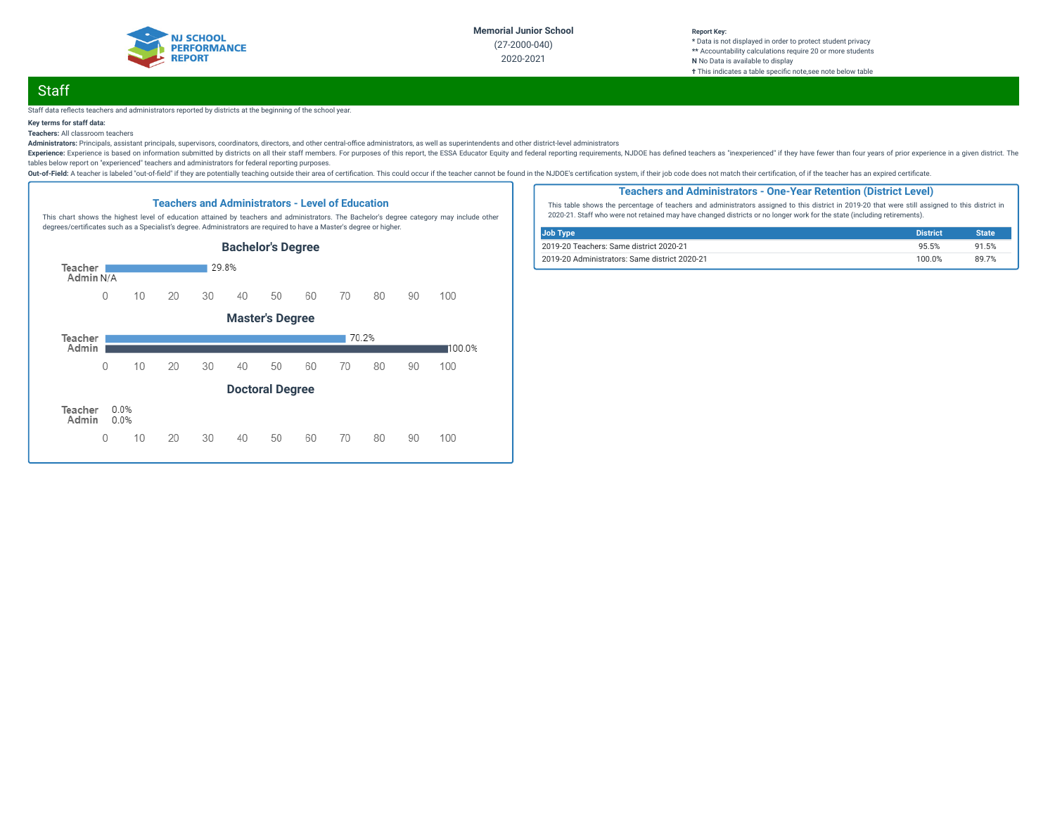Memorial Junior School
(27-2000-040)
2020-2021

**Report Key:**
* Data is not displayed in order to protect student privacy
** Accountability calculations require 20 or more students
**N** No Data is available to display
† This indicates a table specific note,see note below table

## Staff

Staff data reflects teachers and administrators reported by districts at the beginning of the school year.

**Key terms for staff data:**

**Teachers:** All classroom teachers

**Administrators:** Principals, assistant principals, supervisors, coordinators, directors, and other central-office administrators, as well as superintendents and other district-level administrators

**Experience:** Experience is based on information submitted by districts on all their staff members. For purposes of this report, the ESSA Educator Equity and federal reporting requirements, NJDOE has defined teachers as "inexperienced" if they have fewer than four years of prior experience in a given district. The tables below report on "experienced" teachers and administrators for federal reporting purposes.

**Out-of-Field:** A teacher is labeled "out-of-field" if they are potentially teaching outside their area of certification. This could occur if the teacher cannot be found in the NJDOE's certification system, if their job code does not match their certification, of if the teacher has an expired certificate.

### Teachers and Administrators - Level of Education

This chart shows the highest level of education attained by teachers and administrators. The Bachelor's degree category may include other degrees/certificates such as a Specialist's degree. Administrators are required to have a Master's degree or higher.

#### Bachelor's Degree

| | |
|---|---|
| Teacher | 29.8% |
| Admin | N/A |

#### Master's Degree

| | |
|---|---|
| Teacher | 70.2% |
| Admin | 100.0% |

#### Doctoral Degree

| | |
|---|---|
| Teacher | 0.0% |
| Admin | 0.0% |

### Teachers and Administrators - One-Year Retention (District Level)

This table shows the percentage of teachers and administrators assigned to this district in 2019-20 that were still assigned to this district in 2020-21. Staff who were not retained may have changed districts or no longer work for the state (including retirements).

| Job Type | District | State |
|---|---|---|
| 2019-20 Teachers: Same district 2020-21 | 95.5% | 91.5% |
| 2019-20 Administrators: Same district 2020-21 | 100.0% | 89.7% |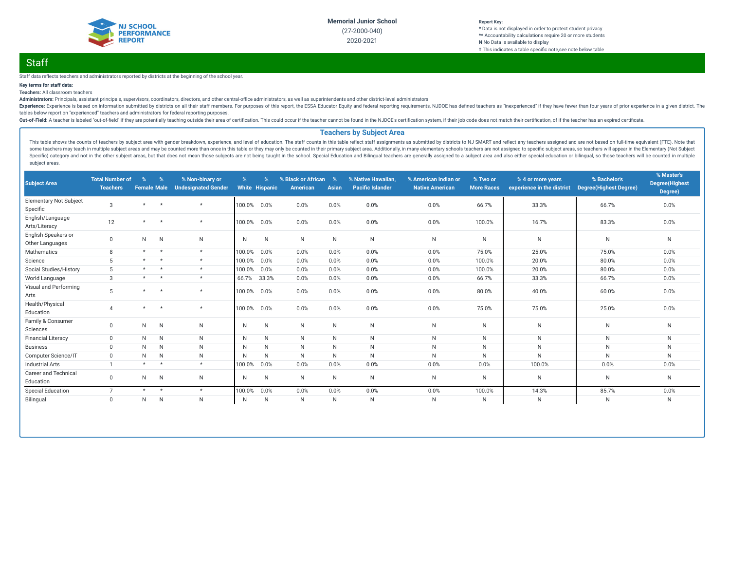Memorial Junior School

(27-2000-040)

2020-2021

**Report Key:**
* Data is not displayed in order to protect student privacy
** Accountability calculations require 20 or more students
**N** No Data is available to display
† This indicates a table specific note,see note below table

## Staff

Staff data reflects teachers and administrators reported by districts at the beginning of the school year.

**Key terms for staff data:**

**Teachers:** All classroom teachers

**Administrators:** Principals, assistant principals, supervisors, coordinators, directors, and other central-office administrators, as well as superintendents and other district-level administrators

**Experience:** Experience is based on information submitted by districts on all their staff members. For purposes of this report, the ESSA Educator Equity and federal reporting requirements, NJDOE has defined teachers as "inexperienced" if they have fewer than four years of prior experience in a given district. The tables below report on "experienced" teachers and administrators for federal reporting purposes.

**Out-of-Field:** A teacher is labeled "out-of-field" if they are potentially teaching outside their area of certification. This could occur if the teacher cannot be found in the NJDOE's certification system, if their job code does not match their certification, of if the teacher has an expired certificate.

### Teachers by Subject Area

This table shows the counts of teachers by subject area with gender breakdown, experience, and level of education. The staff counts in this table reflect staff assignments as submitted by districts to NJ SMART and reflect any teachers assigned and are not based on full-time equivalent (FTE). Note that some teachers may teach in multiple subject areas and may be counted more than once in this table or they may only be counted in their primary subject area. Additionally, in many elementary schools teachers are not assigned to specific subject areas, so teachers will appear in the Elementary (Not Subject Specific) category and not in the other subject areas, but that does not mean those subjects are not being taught in the school. Special Education and Bilingual teachers are generally assigned to a subject area and also either special education or bilingual, so those teachers will be counted in multiple subject areas.

| Subject Area | Total Number of Teachers | % Female | % Male | % Non-binary or Undesignated Gender | % White | % Hispanic | % Black or African American | % Asian | % Native Hawaiian, Pacific Islander | % American Indian or Native American | % Two or More Races | % 4 or more years experience in the district | % Bachelor's Degree(Highest Degree) | % Master's Degree(Highest Degree) |
|---|---|---|---|---|---|---|---|---|---|---|---|---|---|---|
| Elementary Not Subject Specific | 3 | * | * | * | 100.0% | 0.0% | 0.0% | 0.0% | 0.0% | 0.0% | 66.7% | 33.3% | 66.7% | 0.0% |
| English/Language Arts/Literacy | 12 | * | * | * | 100.0% | 0.0% | 0.0% | 0.0% | 0.0% | 0.0% | 100.0% | 16.7% | 83.3% | 0.0% |
| English Speakers or Other Languages | 0 | N | N | N | N | N | N | N | N | N | N | N | N | N |
| Mathematics | 8 | * | * | * | 100.0% | 0.0% | 0.0% | 0.0% | 0.0% | 0.0% | 75.0% | 25.0% | 75.0% | 0.0% |
| Science | 5 | * | * | * | 100.0% | 0.0% | 0.0% | 0.0% | 0.0% | 0.0% | 100.0% | 20.0% | 80.0% | 0.0% |
| Social Studies/History | 5 | * | * | * | 100.0% | 0.0% | 0.0% | 0.0% | 0.0% | 0.0% | 100.0% | 20.0% | 80.0% | 0.0% |
| World Language | 3 | * | * | * | 66.7% | 33.3% | 0.0% | 0.0% | 0.0% | 0.0% | 66.7% | 33.3% | 66.7% | 0.0% |
| Visual and Performing Arts | 5 | * | * | * | 100.0% | 0.0% | 0.0% | 0.0% | 0.0% | 0.0% | 80.0% | 40.0% | 60.0% | 0.0% |
| Health/Physical Education | 4 | * | * | * | 100.0% | 0.0% | 0.0% | 0.0% | 0.0% | 0.0% | 75.0% | 75.0% | 25.0% | 0.0% |
| Family & Consumer Sciences | 0 | N | N | N | N | N | N | N | N | N | N | N | N | N |
| Financial Literacy | 0 | N | N | N | N | N | N | N | N | N | N | N | N | N |
| Business | 0 | N | N | N | N | N | N | N | N | N | N | N | N | N |
| Computer Science/IT | 0 | N | N | N | N | N | N | N | N | N | N | N | N | N |
| Industrial Arts | 1 | * | * | * | 100.0% | 0.0% | 0.0% | 0.0% | 0.0% | 0.0% | 0.0% | 100.0% | 0.0% | 0.0% |
| Career and Technical Education | 0 | N | N | N | N | N | N | N | N | N | N | N | N | N |
| Special Education | 7 | * | * | * | 100.0% | 0.0% | 0.0% | 0.0% | 0.0% | 0.0% | 100.0% | 14.3% | 85.7% | 0.0% |
| Bilingual | 0 | N | N | N | N | N | N | N | N | N | N | N | N | N |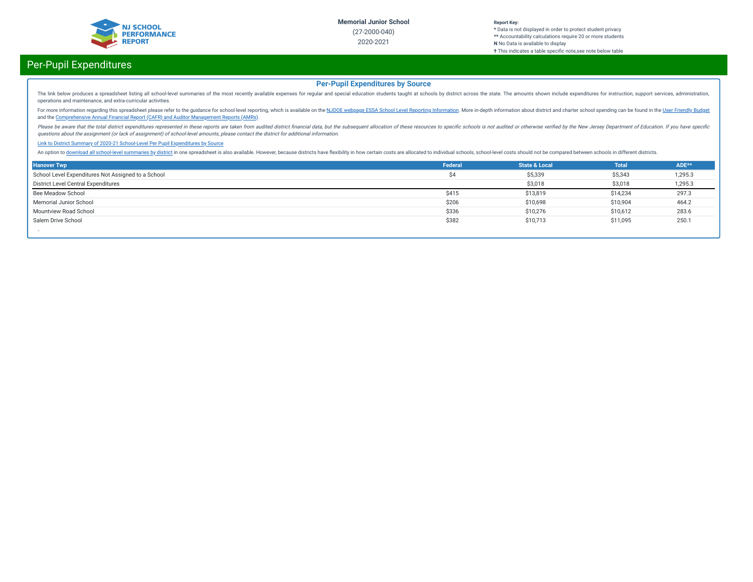## Per-Pupil Expenditures

### Per-Pupil Expenditures by Source

The link below produces a spreadsheet listing all school-level summaries of the most recently available expenses for regular and special education students taught at schools by district across the state. The amounts shown include expenditures for instruction, support services, administration, operations and maintenance, and extra-curricular activities.

For more information regarding this spreadsheet please refer to the guidance for school level reporting, which is available on the NJDOE webpage ESSA School Level Reporting Information. More in-depth information about district and charter school spending can be found in the User Friendly Budget and the Comprehensive Annual Financial Report (CAFR) and Auditor Management Reports (AMRs).

*Please be aware that the total district expenditures represented in these reports are taken from audited district financial data, but the subsequent allocation of these resources to specific schools is not audited or otherwise verified by the New Jersey Department of Education. If you have specific questions about the assignment (or lack of assignment) of school-level amounts, please contact the district for additional information.*

Link to District Summary of 2020-21 School-Level Per Pupil Expenditures by Source

An option to download all school-level summaries by district in one spreadsheet is also available. However, because districts have flexibility in how certain costs are allocated to individual schools, school-level costs should not be compared between schools in different districts.

| Hanover Twp | Federal | State & Local | Total | ADE** |
|---|---|---|---|---|
| School Level Expenditures Not Assigned to a School | $4 | $5,339 | $5,343 | 1,295.3 |
| District Level Central Expenditures | | $3,018 | $3,018 | 1,295.3 |
| Bee Meadow School | $415 | $13,819 | $14,234 | 297.3 |
| Memorial Junior School | $206 | $10,698 | $10,904 | 464.2 |
| Mountview Road School | $336 | $10,276 | $10,612 | 283.6 |
| Salem Drive School | $382 | $10,713 | $11,095 | 250.1 |

-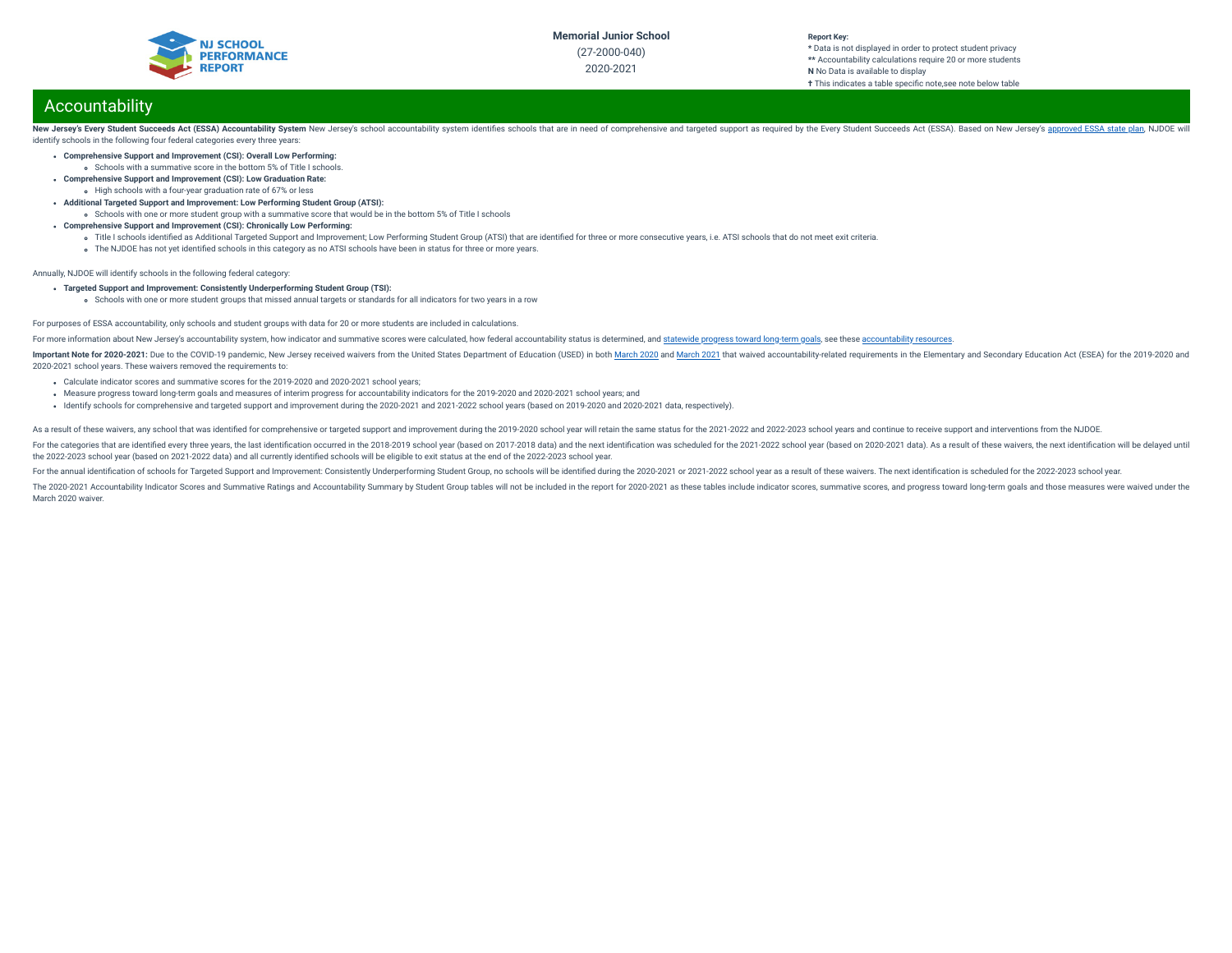Memorial Junior School
(27-2000-040)
2020-2021

**Report Key:**
**\*** Data is not displayed in order to protect student privacy
**\*\*** Accountability calculations require 20 or more students
**N** No Data is available to display
**†** This indicates a table specific note,see note below table

# Accountability

**New Jersey's Every Student Succeeds Act (ESSA) Accountability System** New Jersey's school accountability system identifies schools that are in need of comprehensive and targeted support as required by the Every Student Succeeds Act (ESSA). Based on New Jersey's approved ESSA state plan, NJDOE will identify schools in the following four federal categories every three years:

- **Comprehensive Support and Improvement (CSI): Overall Low Performing:**
  - Schools with a summative score in the bottom 5% of Title I schools.
- **Comprehensive Support and Improvement (CSI): Low Graduation Rate:**
  - High schools with a four-year graduation rate of 67% or less
- **Additional Targeted Support and Improvement: Low Performing Student Group (ATSI):**
  - Schools with one or more student group with a summative score that would be in the bottom 5% of Title I schools
- **Comprehensive Support and Improvement (CSI): Chronically Low Performing:**
  - Title I schools identified as Additional Targeted Support and Improvement; Low Performing Student Group (ATSI) that are identified for three or more consecutive years, i.e. ATSI schools that do not meet exit criteria.
  - The NJDOE has not yet identified schools in this category as no ATSI schools have been in status for three or more years.

Annually, NJDOE will identify schools in the following federal category:

- **Targeted Support and Improvement: Consistently Underperforming Student Group (TSI):**
  - Schools with one or more student groups that missed annual targets or standards for all indicators for two years in a row

For purposes of ESSA accountability, only schools and student groups with data for 20 or more students are included in calculations.

For more information about New Jersey's accountability system, how indicator and summative scores were calculated, how federal accountability status is determined, and statewide progress toward long-term goals, see these accountability resources.

**Important Note for 2020-2021:** Due to the COVID-19 pandemic, New Jersey received waivers from the United States Department of Education (USED) in both March 2020 and March 2021 that waived accountability-related requirements in the Elementary and Secondary Education Act (ESEA) for the 2019-2020 and 2020-2021 school years. These waivers removed the requirements to:

- Calculate indicator scores and summative scores for the 2019-2020 and 2020-2021 school years;
- Measure progress toward long-term goals and measures of interim progress for accountability indicators for the 2019-2020 and 2020-2021 school years; and
- Identify schools for comprehensive and targeted support and improvement during the 2020-2021 and 2021-2022 school years (based on 2019-2020 and 2020-2021 data, respectively).

As a result of these waivers, any school that was identified for comprehensive or targeted support and improvement during the 2019-2020 school year will retain the same status for the 2021-2022 and 2022-2023 school years and continue to receive support and interventions from the NJDOE.

For the categories that are identified every three years, the last identification occurred in the 2018-2019 school year (based on 2017-2018 data) and the next identification was scheduled for the 2021-2022 school year (based on 2020-2021 data). As a result of these waivers, the next identification will be delayed until the 2022-2023 school year (based on 2021-2022 data) and all currently identified schools will be eligible to exit status at the end of the 2022-2023 school year.

For the annual identification of schools for Targeted Support and Improvement: Consistently Underperforming Student Group, no schools will be identified during the 2020-2021 or 2021-2022 school year as a result of these waivers. The next identification is scheduled for the 2022-2023 school year.

The 2020-2021 Accountability Indicator Scores and Summative Ratings and Accountability Summary by Student Group tables will not be included in the report for 2020-2021 as these tables include indicator scores, summative scores, and progress toward long-term goals and those measures were waived under the March 2020 waiver.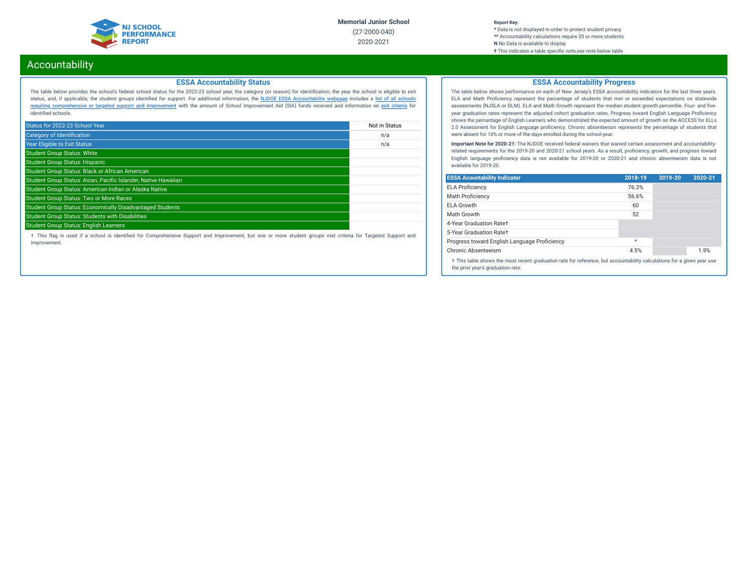Memorial Junior School
(27-2000-040)
2020-2021

**Report Key:**
* Data is not displayed in order to protect student privacy
** Accountability calculations require 20 or more students
**N** No Data is available to display
† This indicates a table specific note,see note below table

# Accountability

## ESSA Accountability Status

The table below provides the school's federal school status for the 2022-23 school year, the category (or reason) for identification, the year the school is eligible to exit status, and, if applicable, the student groups identified for support. For additional information, the NJDOE ESSA Accountability webpage includes a list of all schools requiring comprehensive or targeted support and improvement with the amount of School Improvement Aid (SIA) funds received and information on exit criteria for identified schools.

| Status for 2022-23 School Year | Not in Status |
|---|---|
| Category of Identification | n/a |
| Year Eligible to Exit Status | n/a |
| Student Group Status: White | |
| Student Group Status: Hispanic | |
| Student Group Status: Black or African American | |
| Student Group Status: Asian, Pacific Islander, Native Hawaiian | |
| Student Group Status: American Indian or Alaska Native | |
| Student Group Status: Two or More Races | |
| Student Group Status: Economically Disadvantaged Students | |
| Student Group Status: Students with Disabilities | |
| Student Group Status: English Learners | |

† This flag is used if a school is identified for Comprehensive Support and Improvement, but one or more student groups met criteria for Targeted Support and Improvement.

## ESSA Accountability Progress

The table below shows performance on each of New Jersey's ESSA accountability indicators for the last three years. ELA and Math Proficiency represent the percentage of students that met or exceeded expectations on statewide assessments (NJSLA or DLM). ELA and Math Growth represent the median student growth percentile. Four- and five-year graduation rates represent the adjusted cohort graduation rates. Progress toward English Language Proficiency shows the percentage of English Learners who demonstrated the expected amount of growth on the ACCESS for ELLs 2.0 Assessment for English Language proficiency. Chronic absenteeism represents the percentage of students that were absent for 10% or more of the days enrolled during the school year.

**Important Note for 2020-21:** The NJDOE received federal waivers that waived certain assessment and accountability-related requirements for the 2019-20 and 2020-21 school years. As a result, proficiency, growth, and progress toward English language proficiency data is not available for 2019-20 or 2020-21 and chronic absenteeism data is not available for 2019-20.

| ESSA Acountability Indicator | 2018-19 | 2019-20 | 2020-21 |
|---|---|---|---|
| ELA Proficiency | 76.3% | | |
| Math Proficiency | 56.6% | | |
| ELA Growth | 60 | | |
| Math Growth | 52 | | |
| 4-Year Graduation Rate† | | | |
| 5-Year Graduation Rate† | | | |
| Progress toward English Language Proficiency | * | | |
| Chronic Absenteeism | 4.5% | | 1.9% |

† This table shows the most recent graduation rate for reference, but accountability calculations for a given year use the prior year's graduation rate.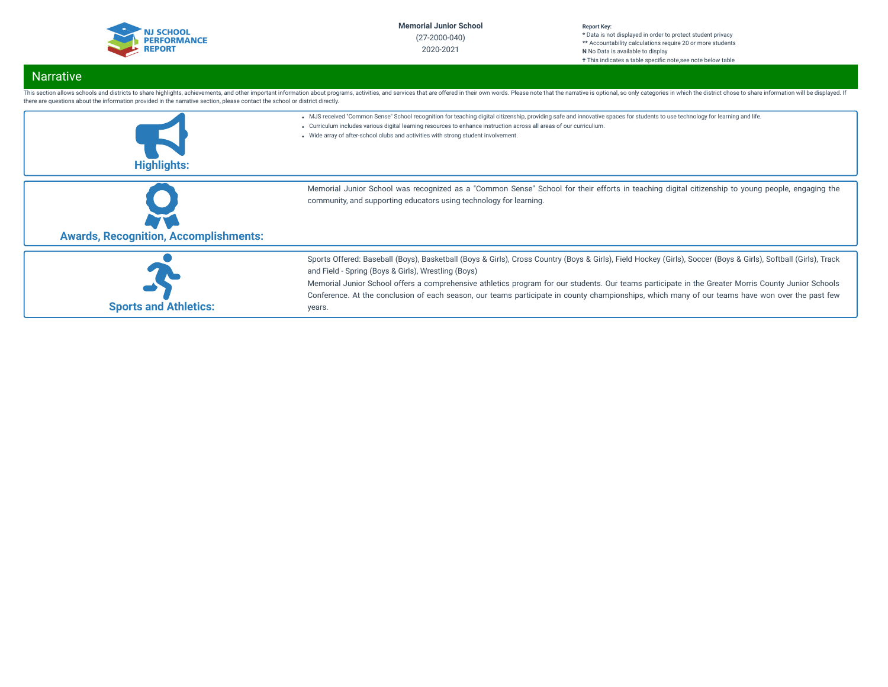## Narrative

This section allows schools and districts to share highlights, achievements, and other important information about programs, activities, and services that are offered in their own words. Please note that the narrative is optional, so only categories in which the district chose to share information will be displayed. If there are questions about the information provided in the narrative section, please contact the school or district directly.

### Highlights:

- MJS received "Common Sense" School recognition for teaching digital citizenship, providing safe and innovative spaces for students to use technology for learning and life.
- Curriculum includes various digital learning resources to enhance instruction across all areas of our curriculum.
- Wide array of after-school clubs and activities with strong student involvement.

### Awards, Recognition, Accomplishments:

Memorial Junior School was recognized as a "Common Sense" School for their efforts in teaching digital citizenship to young people, engaging the community, and supporting educators using technology for learning.

### Sports and Athletics:

Sports Offered: Baseball (Boys), Basketball (Boys & Girls), Cross Country (Boys & Girls), Field Hockey (Girls), Soccer (Boys & Girls), Softball (Girls), Track and Field - Spring (Boys & Girls), Wrestling (Boys)

Memorial Junior School offers a comprehensive athletics program for our students. Our teams participate in the Greater Morris County Junior Schools Conference. At the conclusion of each season, our teams participate in county championships, which many of our teams have won over the past few years.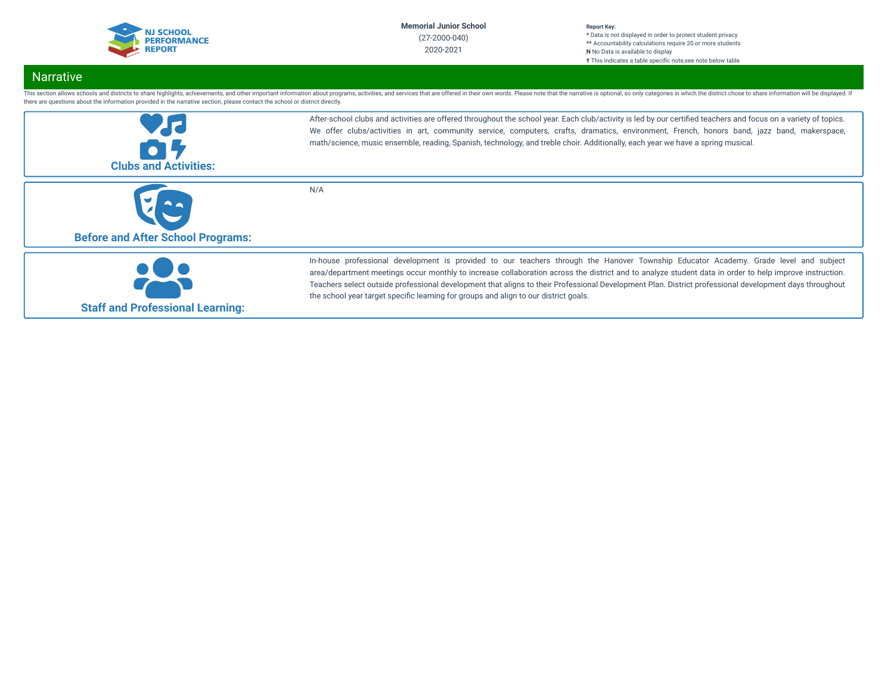NJ SCHOOL PERFORMANCE REPORT

**Memorial Junior School**
(27-2000-040)
2020-2021

**Report Key:**
* Data is not displayed in order to protect student privacy
** Accountability calculations require 20 or more students
**N** No Data is available to display
† This indicates a table specific note,see note below table

## Narrative

This section allows schools and districts to share highlights, achievements, and other important information about programs, activities, and services that are offered in their own words. Please note that the narrative is optional, so only categories in which the district chose to share information will be displayed. If there are questions about the information provided in the narrative section, please contact the school or district directly.

| | |
|---|---|
| **Clubs and Activities:** | After-school clubs and activities are offered throughout the school year. Each club/activity is led by our certified teachers and focus on a variety of topics. We offer clubs/activities in art, community service, computers, crafts, dramatics, environment, French, honors band, jazz band, makerspace, math/science, music ensemble, reading, Spanish, technology, and treble choir. Additionally, each year we have a spring musical. |
| **Before and After School Programs:** | N/A |
| **Staff and Professional Learning:** | In-house professional development is provided to our teachers through the Hanover Township Educator Academy. Grade level and subject area/department meetings occur monthly to increase collaboration across the district and to analyze student data in order to help improve instruction. Teachers select outside professional development that aligns to their Professional Development Plan. District professional development days throughout the school year target specific learning for groups and align to our district goals. |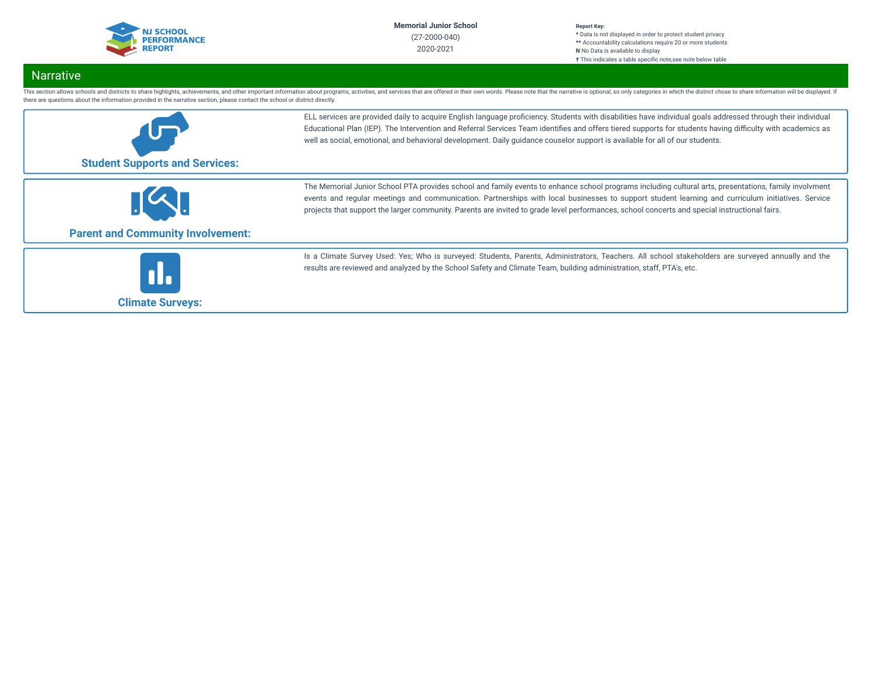Memorial Junior School
(27-2000-040)
2020-2021

**Report Key:**
* Data is not displayed in order to protect student privacy
** Accountability calculations require 20 or more students
**N** No Data is available to display
† This indicates a table specific note,see note below table

## Narrative

This section allows schools and districts to share highlights, achievements, and other important information about programs, activities, and services that are offered in their own words. Please note that the narrative is optional, so only categories in which the district chose to share information will be displayed. If there are questions about the information provided in the narrative section, please contact the school or district directly.

### Student Supports and Services:

ELL services are provided daily to acquire English language proficiency. Students with disabilities have individual goals addressed through their individual Educational Plan (IEP). The Intervention and Referral Services Team identifies and offers tiered supports for students having difficulty with academics as well as social, emotional, and behavioral development. Daily guidance couselor support is available for all of our students.

### Parent and Community Involvement:

The Memorial Junior School PTA provides school and family events to enhance school programs including cultural arts, presentations, family involvment events and regular meetings and communication. Partnerships with local businesses to support student learning and curriculum initiatives. Service projects that support the larger community. Parents are invited to grade level performances, school concerts and special instructional fairs.

### Climate Surveys:

Is a Climate Survey Used: Yes; Who is surveyed: Students, Parents, Administrators, Teachers. All school stakeholders are surveyed annually and the results are reviewed and analyzed by the School Safety and Climate Team, building administration, staff, PTA's, etc.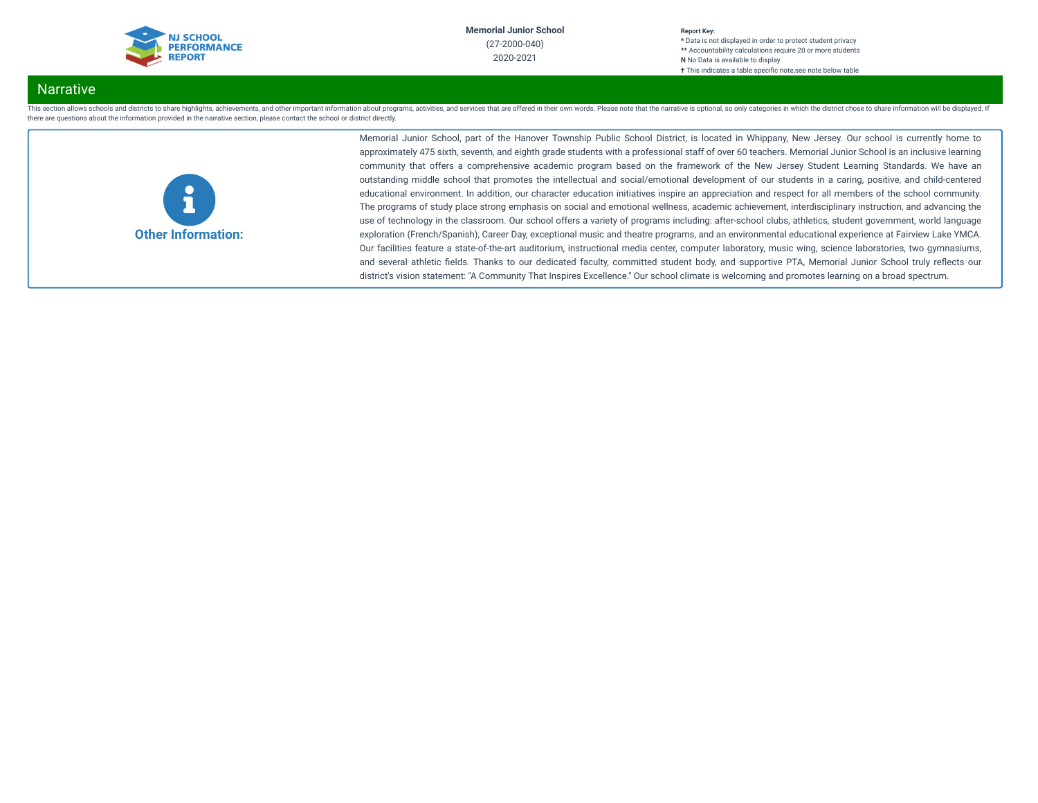## Narrative

This section allows schools and districts to share highlights, achievements, and other important information about programs, activities, and services that are offered in their own words. Please note that the narrative is optional, so only categories in which the district chose to share information will be displayed. If there are questions about the information provided in the narrative section, please contact the school or district directly.

**Other Information:**

Memorial Junior School, part of the Hanover Township Public School District, is located in Whippany, New Jersey. Our school is currently home to approximately 475 sixth, seventh, and eighth grade students with a professional staff of over 60 teachers. Memorial Junior School is an inclusive learning community that offers a comprehensive academic program based on the framework of the New Jersey Student Learning Standards. We have an outstanding middle school that promotes the intellectual and social/emotional development of our students in a caring, positive, and child-centered educational environment. In addition, our character education initiatives inspire an appreciation and respect for all members of the school community. The programs of study place strong emphasis on social and emotional wellness, academic achievement, interdisciplinary instruction, and advancing the use of technology in the classroom. Our school offers a variety of programs including: after-school clubs, athletics, student government, world language exploration (French/Spanish), Career Day, exceptional music and theatre programs, and an environmental educational experience at Fairview Lake YMCA. Our facilities feature a state-of-the-art auditorium, instructional media center, computer laboratory, music wing, science laboratories, two gymnasiums, and several athletic fields. Thanks to our dedicated faculty, committed student body, and supportive PTA, Memorial Junior School truly reflects our district's vision statement: "A Community That Inspires Excellence." Our school climate is welcoming and promotes learning on a broad spectrum.